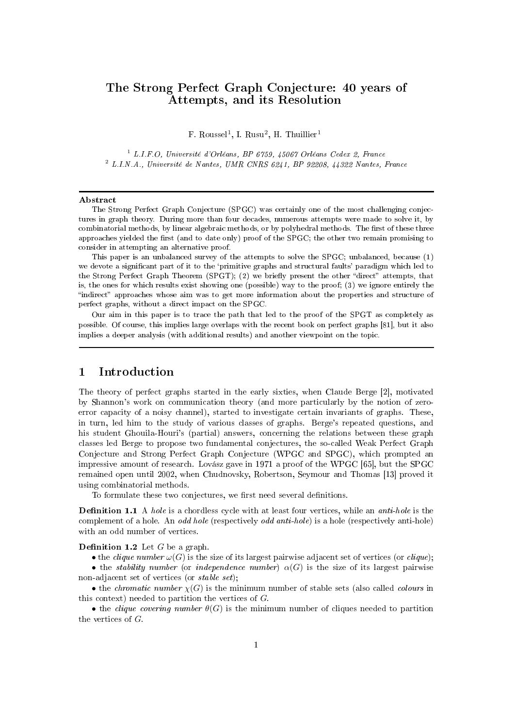# The Strong Perfect Graph Conjecture: 40 years of Attempts, and its Resolution

F. Roussel[1], I. Rusu[2], H. Thuillier[1]

[1] *L.I.F.O, Université d'Orléans, BP 6759, 45067 Orléans Cedex 2, France*
[2] *L.I.N.A., Université de Nantes, UMR CNRS 6241, BP 92208, 44322 Nantes, France*

---

**Abstract**

The Strong Perfect Graph Conjecture (SPGC) was certainly one of the most challenging conjectures in graph theory. During more than four decades, numerous attempts were made to solve it, by combinatorial methods, by linear algebraic methods, or by polyhedral methods. The first of these three approaches yielded the first (and to date only) proof of the SPGC; the other two remain promising to consider in attempting an alternative proof.

This paper is an unbalanced survey of the attempts to solve the SPGC; unbalanced, because (1) we devote a significant part of it to the 'primitive graphs and structural faults' paradigm which led to the Strong Perfect Graph Theorem (SPGT); (2) we briefly present the other "direct" attempts, that is, the ones for which results exist showing one (possible) way to the proof; (3) we ignore entirely the "indirect" approaches whose aim was to get more information about the properties and structure of perfect graphs, without a direct impact on the SPGC.

Our aim in this paper is to trace the path that led to the proof of the SPGT as completely as possible. Of course, this implies large overlaps with the recent book on perfect graphs [81], but it also implies a deeper analysis (with additional results) and another viewpoint on the topic.

---

## 1 Introduction

The theory of perfect graphs started in the early sixties, when Claude Berge [2], motivated by Shannon's work on communication theory (and more particularly by the notion of zero-error capacity of a noisy channel), started to investigate certain invariants of graphs. These, in turn, led him to the study of various classes of graphs. Berge's repeated questions, and his student Ghouila-Houri's (partial) answers, concerning the relations between these graph classes led Berge to propose two fundamental conjectures, the so-called Weak Perfect Graph Conjecture and Strong Perfect Graph Conjecture (WPGC and SPGC), which prompted an impressive amount of research. Lovász gave in 1971 a proof of the WPGC [65], but the SPGC remained open until 2002, when Chudnovsky, Robertson, Seymour and Thomas [13] proved it using combinatorial methods.

To formulate these two conjectures, we first need several definitions.

**Definition 1.1** A *hole* is a chordless cycle with at least four vertices, while an *anti-hole* is the complement of a hole. An *odd hole* (respectively *odd anti-hole*) is a hole (respectively anti-hole) with an odd number of vertices.

**Definition 1.2** Let $G$ be a graph.

• the *clique number* $\omega(G)$ is the size of its largest pairwise adjacent set of vertices (or *clique*);

• the *stability number* (or *independence number*) $\alpha(G)$ is the size of its largest pairwise non-adjacent set of vertices (or *stable set*);

• the *chromatic number* $\chi(G)$ is the minimum number of stable sets (also called *colours* in this context) needed to partition the vertices of $G$.

• the *clique covering number* $\theta(G)$ is the minimum number of cliques needed to partition the vertices of $G$.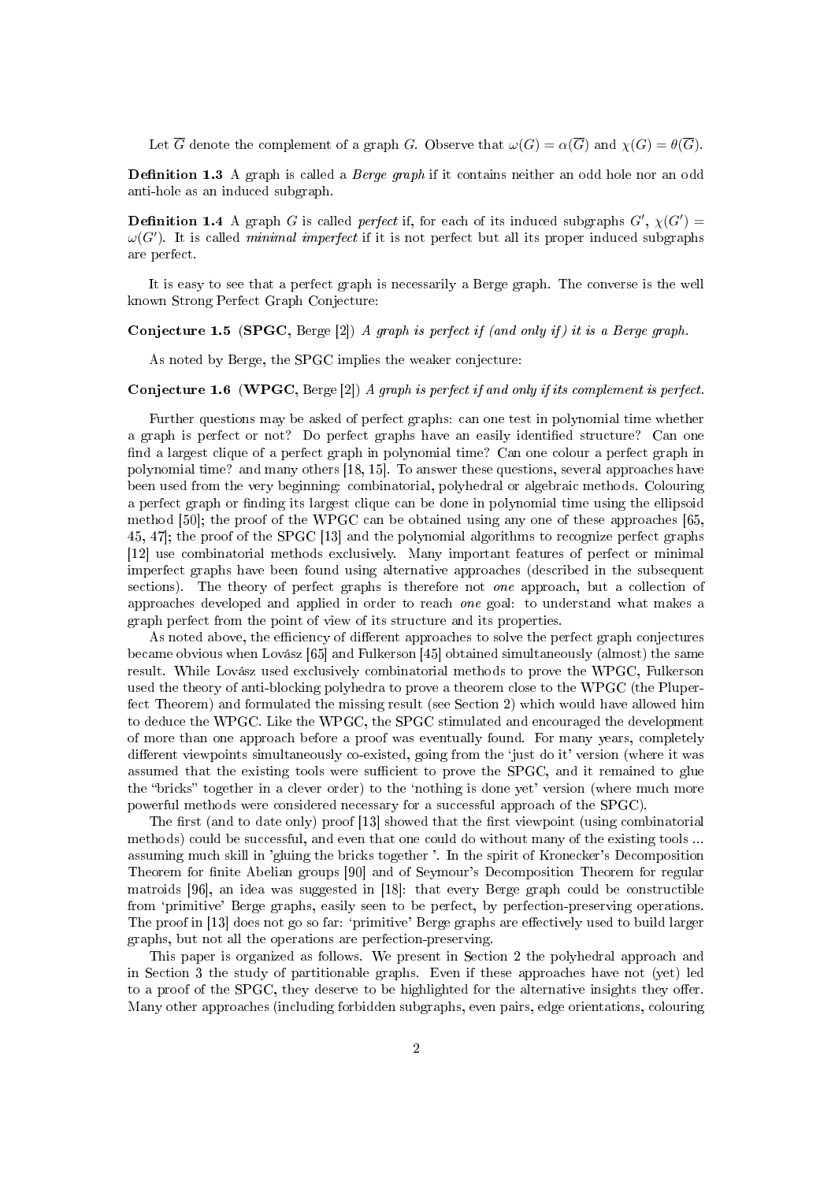Let $\overline{G}$ denote the complement of a graph $G$. Observe that $\omega(G) = \alpha(\overline{G})$ and $\chi(G) = \theta(\overline{G})$.

**Definition 1.3** A graph is called a *Berge graph* if it contains neither an odd hole nor an odd anti-hole as an induced subgraph.

**Definition 1.4** A graph $G$ is called *perfect* if, for each of its induced subgraphs $G'$, $\chi(G') = \omega(G')$. It is called *minimal imperfect* if it is not perfect but all its proper induced subgraphs are perfect.

It is easy to see that a perfect graph is necessarily a Berge graph. The converse is the well known Strong Perfect Graph Conjecture:

**Conjecture 1.5** (**SPGC**, Berge [2]) *A graph is perfect if (and only if) it is a Berge graph.*

As noted by Berge, the SPGC implies the weaker conjecture:

**Conjecture 1.6** (**WPGC**, Berge [2]) *A graph is perfect if and only if its complement is perfect.*

Further questions may be asked of perfect graphs: can one test in polynomial time whether a graph is perfect or not? Do perfect graphs have an easily identified structure? Can one find a largest clique of a perfect graph in polynomial time? Can one colour a perfect graph in polynomial time? and many others [18, 15]. To answer these questions, several approaches have been used from the very beginning: combinatorial, polyhedral or algebraic methods. Colouring a perfect graph or finding its largest clique can be done in polynomial time using the ellipsoid method [50]; the proof of the WPGC can be obtained using any one of these approaches [65, 45, 47]; the proof of the SPGC [13] and the polynomial algorithms to recognize perfect graphs [12] use combinatorial methods exclusively. Many important features of perfect or minimal imperfect graphs have been found using alternative approaches (described in the subsequent sections). The theory of perfect graphs is therefore not *one* approach, but a collection of approaches developed and applied in order to reach *one* goal: to understand what makes a graph perfect from the point of view of its structure and its properties.

As noted above, the efficiency of different approaches to solve the perfect graph conjectures became obvious when Lovász [65] and Fulkerson [45] obtained simultaneously (almost) the same result. While Lovász used exclusively combinatorial methods to prove the WPGC, Fulkerson used the theory of anti-blocking polyhedra to prove a theorem close to the WPGC (the Pluperfect Theorem) and formulated the missing result (see Section 2) which would have allowed him to deduce the WPGC. Like the WPGC, the SPGC stimulated and encouraged the development of more than one approach before a proof was eventually found. For many years, completely different viewpoints simultaneously co-existed, going from the 'just do it' version (where it was assumed that the existing tools were sufficient to prove the SPGC, and it remained to glue the "bricks" together in a clever order) to the 'nothing is done yet' version (where much more powerful methods were considered necessary for a successful approach of the SPGC).

The first (and to date only) proof [13] showed that the first viewpoint (using combinatorial methods) could be successful, and even that one could do without many of the existing tools ... assuming much skill in 'gluing the bricks together '. In the spirit of Kronecker's Decomposition Theorem for finite Abelian groups [90] and of Seymour's Decomposition Theorem for regular matroids [96], an idea was suggested in [18]: that every Berge graph could be constructible from 'primitive' Berge graphs, easily seen to be perfect, by perfection-preserving operations. The proof in [13] does not go so far: 'primitive' Berge graphs are effectively used to build larger graphs, but not all the operations are perfection-preserving.

This paper is organized as follows. We present in Section 2 the polyhedral approach and in Section 3 the study of partitionable graphs. Even if these approaches have not (yet) led to a proof of the SPGC, they deserve to be highlighted for the alternative insights they offer. Many other approaches (including forbidden subgraphs, even pairs, edge orientations, colouring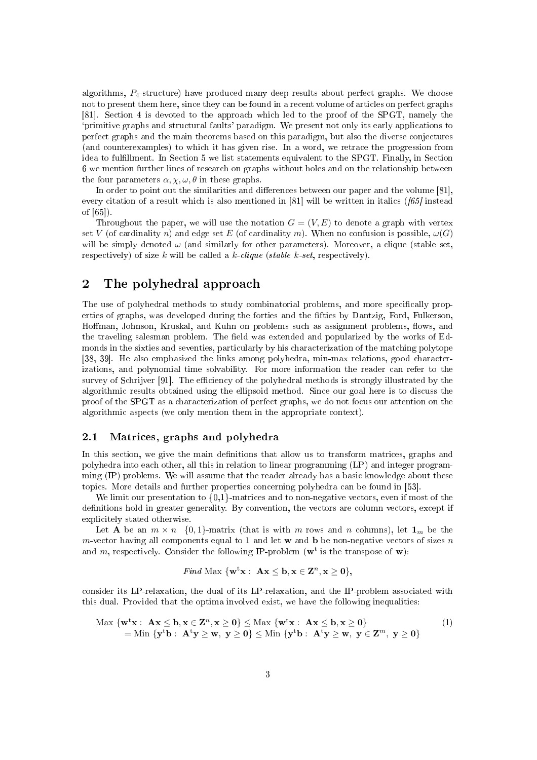algorithms, $P_4$-structure) have produced many deep results about perfect graphs. We choose not to present them here, since they can be found in a recent volume of articles on perfect graphs [81]. Section 4 is devoted to the approach which led to the proof of the SPGT, namely the 'primitive graphs and structural faults' paradigm. We present not only its early applications to perfect graphs and the main theorems based on this paradigm, but also the diverse conjectures (and counterexamples) to which it has given rise. In a word, we retrace the progression from idea to fulfillment. In Section 5 we list statements equivalent to the SPGT. Finally, in Section 6 we mention further lines of research on graphs without holes and on the relationship between the four parameters $\alpha, \chi, \omega, \theta$ in these graphs.

In order to point out the similarities and differences between our paper and the volume [81], every citation of a result which is also mentioned in [81] will be written in italics (*[65]* instead of [65]).

Throughout the paper, we will use the notation $G = (V, E)$ to denote a graph with vertex set $V$ (of cardinality $n$) and edge set $E$ (of cardinality $m$). When no confusion is possible, $\omega(G)$ will be simply denoted $\omega$ (and similarly for other parameters). Moreover, a clique (stable set, respectively) of size $k$ will be called a *$k$-clique* (*stable $k$-set*, respectively).

## 2 The polyhedral approach

The use of polyhedral methods to study combinatorial problems, and more specifically properties of graphs, was developed during the forties and the fifties by Dantzig, Ford, Fulkerson, Hoffman, Johnson, Kruskal, and Kuhn on problems such as assignment problems, flows, and the traveling salesman problem. The field was extended and popularized by the works of Edmonds in the sixties and seventies, particularly by his characterization of the matching polytope [38, 39]. He also emphasized the links among polyhedra, min-max relations, good characterizations, and polynomial time solvability. For more information the reader can refer to the survey of Schrijver [91]. The efficiency of the polyhedral methods is strongly illustrated by the algorithmic results obtained using the ellipsoid method. Since our goal here is to discuss the proof of the SPGT as a characterization of perfect graphs, we do not focus our attention on the algorithmic aspects (we only mention them in the appropriate context).

### 2.1 Matrices, graphs and polyhedra

In this section, we give the main definitions that allow us to transform matrices, graphs and polyhedra into each other, all this in relation to linear programming (LP) and integer programming (IP) problems. We will assume that the reader already has a basic knowledge about these topics. More details and further properties concerning polyhedra can be found in [53].

We limit our presentation to {0,1}-matrices and to non-negative vectors, even if most of the definitions hold in greater generality. By convention, the vectors are column vectors, except if explicitely stated otherwise.

Let $\mathbf{A}$ be an $m \times n$ $\{0,1\}$-matrix (that is with $m$ rows and $n$ columns), let $\mathbf{1}_m$ be the $m$-vector having all components equal to 1 and let $\mathbf{w}$ and $\mathbf{b}$ be non-negative vectors of sizes $n$ and $m$, respectively. Consider the following IP-problem ($\mathbf{w}^t$ is the transpose of $\mathbf{w}$):

$$\textit{Find} \text{ Max } \{\mathbf{w}^t\mathbf{x} : \ \mathbf{A}\mathbf{x} \leq \mathbf{b}, \mathbf{x} \in \mathbf{Z}^n, \mathbf{x} \geq \mathbf{0}\},$$

consider its LP-relaxation, the dual of its LP-relaxation, and the IP-problem associated with this dual. Provided that the optima involved exist, we have the following inequalities:

$$\begin{aligned} &\text{Max } \{\mathbf{w}^t\mathbf{x} : \ \mathbf{A}\mathbf{x} \leq \mathbf{b}, \mathbf{x} \in \mathbf{Z}^n, \mathbf{x} \geq \mathbf{0}\} \leq \text{Max } \{\mathbf{w}^t\mathbf{x} : \ \mathbf{A}\mathbf{x} \leq \mathbf{b}, \mathbf{x} \geq \mathbf{0}\} \\ &\quad = \text{Min } \{\mathbf{y}^t\mathbf{b} : \ \mathbf{A}^t\mathbf{y} \geq \mathbf{w}, \ \mathbf{y} \geq \mathbf{0}\} \leq \text{Min } \{\mathbf{y}^t\mathbf{b} : \ \mathbf{A}^t\mathbf{y} \geq \mathbf{w}, \ \mathbf{y} \in \mathbf{Z}^m, \ \mathbf{y} \geq \mathbf{0}\} \end{aligned} \tag{1}$$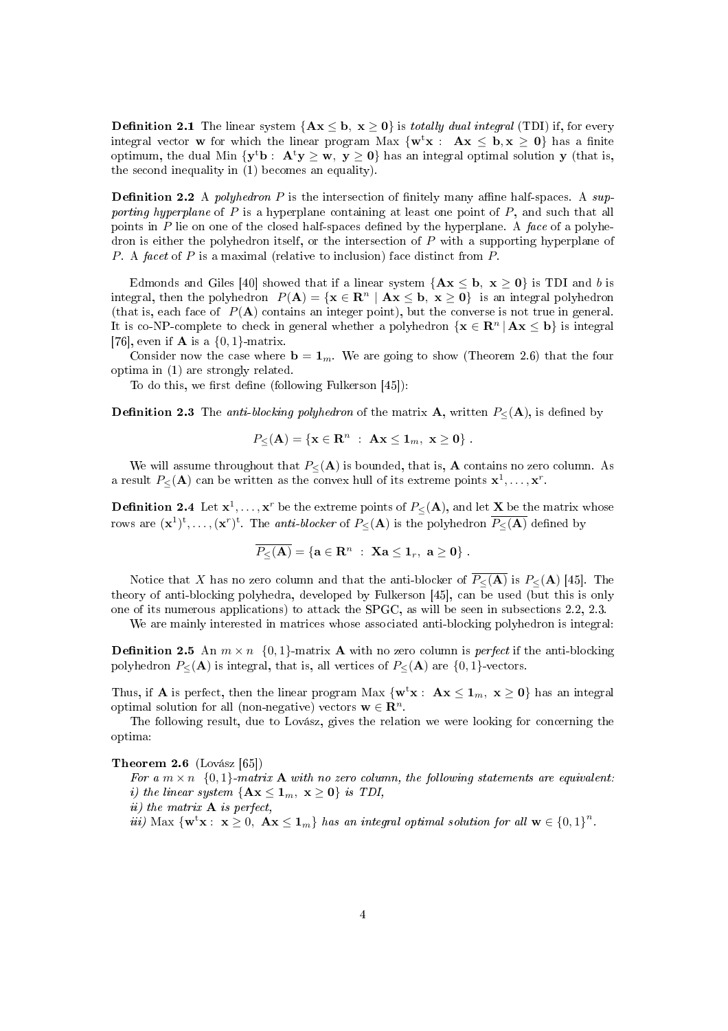**Definition 2.1** The linear system $\{\mathbf{Ax} \leq \mathbf{b},\ \mathbf{x} \geq \mathbf{0}\}$ is *totally dual integral* (TDI) if, for every integral vector $\mathbf{w}$ for which the linear program Max $\{\mathbf{w}^t\mathbf{x} :\ \mathbf{Ax} \leq \mathbf{b}, \mathbf{x} \geq \mathbf{0}\}$ has a finite optimum, the dual Min $\{\mathbf{y}^t\mathbf{b} :\ \mathbf{A}^t\mathbf{y} \geq \mathbf{w},\ \mathbf{y} \geq \mathbf{0}\}$ has an integral optimal solution $\mathbf{y}$ (that is, the second inequality in (1) becomes an equality).

**Definition 2.2** A *polyhedron* $P$ is the intersection of finitely many affine half-spaces. A *supporting hyperplane* of $P$ is a hyperplane containing at least one point of $P$, and such that all points in $P$ lie on one of the closed half-spaces defined by the hyperplane. A *face* of a polyhedron is either the polyhedron itself, or the intersection of $P$ with a supporting hyperplane of $P$. A *facet* of $P$ is a maximal (relative to inclusion) face distinct from $P$.

Edmonds and Giles [40] showed that if a linear system $\{\mathbf{Ax} \leq \mathbf{b},\ \mathbf{x} \geq \mathbf{0}\}$ is TDI and $b$ is integral, then the polyhedron $P(\mathbf{A}) = \{\mathbf{x} \in \mathbf{R}^n \mid \mathbf{Ax} \leq \mathbf{b},\ \mathbf{x} \geq \mathbf{0}\}$ is an integral polyhedron (that is, each face of $P(\mathbf{A})$ contains an integer point), but the converse is not true in general. It is co-NP-complete to check in general whether a polyhedron $\{\mathbf{x} \in \mathbf{R}^n \mid \mathbf{Ax} \leq \mathbf{b}\}$ is integral [76], even if $\mathbf{A}$ is a $\{0,1\}$-matrix.

Consider now the case where $\mathbf{b} = \mathbf{1}_m$. We are going to show (Theorem 2.6) that the four optima in (1) are strongly related.

To do this, we first define (following Fulkerson [45]):

**Definition 2.3** The *anti-blocking polyhedron* of the matrix $\mathbf{A}$, written $P_{\leq}(\mathbf{A})$, is defined by

$$P_{\leq}(\mathbf{A}) = \{\mathbf{x} \in \mathbf{R}^n\ :\ \mathbf{Ax} \leq \mathbf{1}_m,\ \mathbf{x} \geq \mathbf{0}\}\ .$$

We will assume throughout that $P_{\leq}(\mathbf{A})$ is bounded, that is, $\mathbf{A}$ contains no zero column. As a result $P_{\leq}(\mathbf{A})$ can be written as the convex hull of its extreme points $\mathbf{x}^1, \ldots, \mathbf{x}^r$.

**Definition 2.4** Let $\mathbf{x}^1, \ldots, \mathbf{x}^r$ be the extreme points of $P_{\leq}(\mathbf{A})$, and let $\mathbf{X}$ be the matrix whose rows are $(\mathbf{x}^1)^t, \ldots, (\mathbf{x}^r)^t$. The *anti-blocker* of $P_{\leq}(\mathbf{A})$ is the polyhedron $\overline{P_{\leq}(\mathbf{A})}$ defined by

$$\overline{P_{\leq}(\mathbf{A})} = \{\mathbf{a} \in \mathbf{R}^n\ :\ \mathbf{Xa} \leq \mathbf{1}_r,\ \mathbf{a} \geq \mathbf{0}\}\ .$$

Notice that $X$ has no zero column and that the anti-blocker of $\overline{P_{\leq}(\mathbf{A})}$ is $P_{\leq}(\mathbf{A})$ [45]. The theory of anti-blocking polyhedra, developed by Fulkerson [45], can be used (but this is only one of its numerous applications) to attack the SPGC, as will be seen in subsections 2.2, 2.3.

We are mainly interested in matrices whose associated anti-blocking polyhedron is integral:

**Definition 2.5** An $m \times n$ $\{0,1\}$-matrix $\mathbf{A}$ with no zero column is *perfect* if the anti-blocking polyhedron $P_{\leq}(\mathbf{A})$ is integral, that is, all vertices of $P_{\leq}(\mathbf{A})$ are $\{0,1\}$-vectors.

Thus, if $\mathbf{A}$ is perfect, then the linear program Max $\{\mathbf{w}^t\mathbf{x} :\ \mathbf{Ax} \leq \mathbf{1}_m,\ \mathbf{x} \geq \mathbf{0}\}$ has an integral optimal solution for all (non-negative) vectors $\mathbf{w} \in \mathbf{R}^n$.

The following result, due to Lovász, gives the relation we were looking for concerning the optima:

**Theorem 2.6** (Lovász [65])

*For a $m \times n$ $\{0,1\}$-matrix $\mathbf{A}$ with no zero column, the following statements are equivalent:*
*i) the linear system $\{\mathbf{Ax} \leq \mathbf{1}_m,\ \mathbf{x} \geq \mathbf{0}\}$ is TDI,*
*ii) the matrix $\mathbf{A}$ is perfect,*
*iii)* Max $\{\mathbf{w}^t\mathbf{x} :\ \mathbf{x} \geq 0,\ \mathbf{Ax} \leq \mathbf{1}_m\}$ *has an integral optimal solution for all $\mathbf{w} \in \{0,1\}^n$.*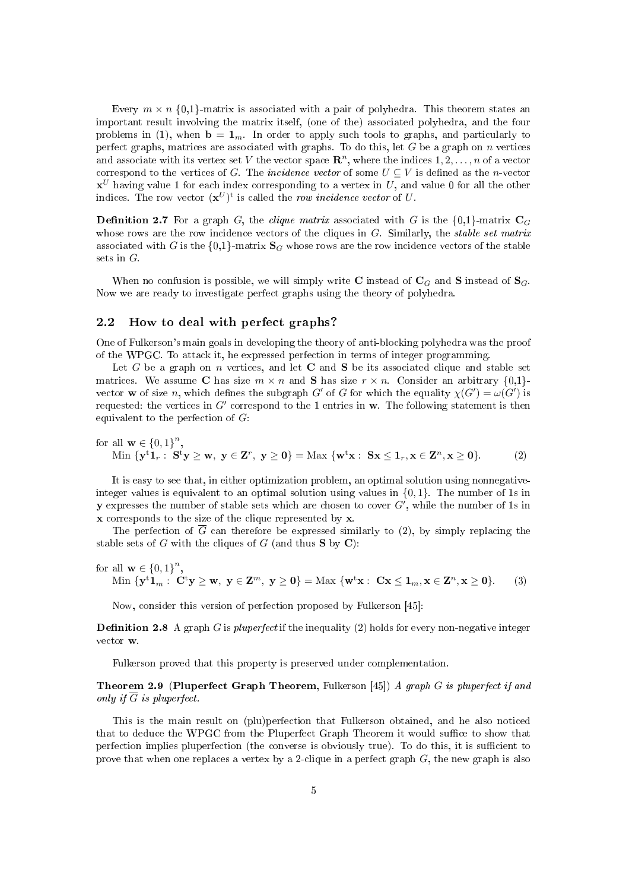Every $m \times n$ {0,1}-matrix is associated with a pair of polyhedra. This theorem states an important result involving the matrix itself, (one of the) associated polyhedra, and the four problems in (1), when $\mathbf{b} = \mathbf{1}_m$. In order to apply such tools to graphs, and particularly to perfect graphs, matrices are associated with graphs. To do this, let $G$ be a graph on $n$ vertices and associate with its vertex set $V$ the vector space $\mathbf{R}^n$, where the indices $1, 2, \ldots, n$ of a vector correspond to the vertices of $G$. The *incidence vector* of some $U \subseteq V$ is defined as the $n$-vector $\mathbf{x}^U$ having value 1 for each index corresponding to a vertex in $U$, and value 0 for all the other indices. The row vector $(\mathbf{x}^U)^{\mathrm{t}}$ is called the *row incidence vector* of $U$.

**Definition 2.7** For a graph $G$, the *clique matrix* associated with $G$ is the {0,1}-matrix $\mathbf{C}_G$ whose rows are the row incidence vectors of the cliques in $G$. Similarly, the *stable set matrix* associated with $G$ is the {0,1}-matrix $\mathbf{S}_G$ whose rows are the row incidence vectors of the stable sets in $G$.

When no confusion is possible, we will simply write $\mathbf{C}$ instead of $\mathbf{C}_G$ and $\mathbf{S}$ instead of $\mathbf{S}_G$. Now we are ready to investigate perfect graphs using the theory of polyhedra.

## 2.2 How to deal with perfect graphs?

One of Fulkerson's main goals in developing the theory of anti-blocking polyhedra was the proof of the WPGC. To attack it, he expressed perfection in terms of integer programming.

Let $G$ be a graph on $n$ vertices, and let $\mathbf{C}$ and $\mathbf{S}$ be its associated clique and stable set matrices. We assume $\mathbf{C}$ has size $m \times n$ and $\mathbf{S}$ has size $r \times n$. Consider an arbitrary {0,1}-vector $\mathbf{w}$ of size $n$, which defines the subgraph $G'$ of $G$ for which the equality $\chi(G') = \omega(G')$ is requested: the vertices in $G'$ correspond to the 1 entries in $\mathbf{w}$. The following statement is then equivalent to the perfection of $G$:

$$\text{for all } \mathbf{w} \in \{0,1\}^n, \quad \text{Min } \{\mathbf{y}^{\mathrm{t}}\mathbf{1}_r : \ \mathbf{S}^{\mathrm{t}}\mathbf{y} \geq \mathbf{w}, \ \mathbf{y} \in \mathbf{Z}^r, \ \mathbf{y} \geq \mathbf{0}\} = \text{Max } \{\mathbf{w}^{\mathrm{t}}\mathbf{x} : \ \mathbf{S}\mathbf{x} \leq \mathbf{1}_r, \mathbf{x} \in \mathbf{Z}^n, \mathbf{x} \geq \mathbf{0}\}. \tag{2}$$

It is easy to see that, in either optimization problem, an optimal solution using nonnegative-integer values is equivalent to an optimal solution using values in $\{0, 1\}$. The number of 1s in $\mathbf{y}$ expresses the number of stable sets which are chosen to cover $G'$, while the number of 1s in $\mathbf{x}$ corresponds to the size of the clique represented by $\mathbf{x}$.

The perfection of $\overline{G}$ can therefore be expressed similarly to (2), by simply replacing the stable sets of $G$ with the cliques of $G$ (and thus $\mathbf{S}$ by $\mathbf{C}$):

$$\text{for all } \mathbf{w} \in \{0,1\}^n, \quad \text{Min } \{\mathbf{y}^{\mathrm{t}}\mathbf{1}_m : \ \mathbf{C}^{\mathrm{t}}\mathbf{y} \geq \mathbf{w}, \ \mathbf{y} \in \mathbf{Z}^m, \ \mathbf{y} \geq \mathbf{0}\} = \text{Max } \{\mathbf{w}^{\mathrm{t}}\mathbf{x} : \ \mathbf{C}\mathbf{x} \leq \mathbf{1}_m, \mathbf{x} \in \mathbf{Z}^n, \mathbf{x} \geq \mathbf{0}\}. \tag{3}$$

Now, consider this version of perfection proposed by Fulkerson [45]:

**Definition 2.8** A graph $G$ is *pluperfect* if the inequality (2) holds for every non-negative integer vector $\mathbf{w}$.

Fulkerson proved that this property is preserved under complementation.

**Theorem 2.9** (**Pluperfect Graph Theorem**, Fulkerson [45]) *A graph $G$ is pluperfect if and only if $\overline{G}$ is pluperfect.*

This is the main result on (plu)perfection that Fulkerson obtained, and he also noticed that to deduce the WPGC from the Pluperfect Graph Theorem it would suffice to show that perfection implies pluperfection (the converse is obviously true). To do this, it is sufficient to prove that when one replaces a vertex by a 2-clique in a perfect graph $G$, the new graph is also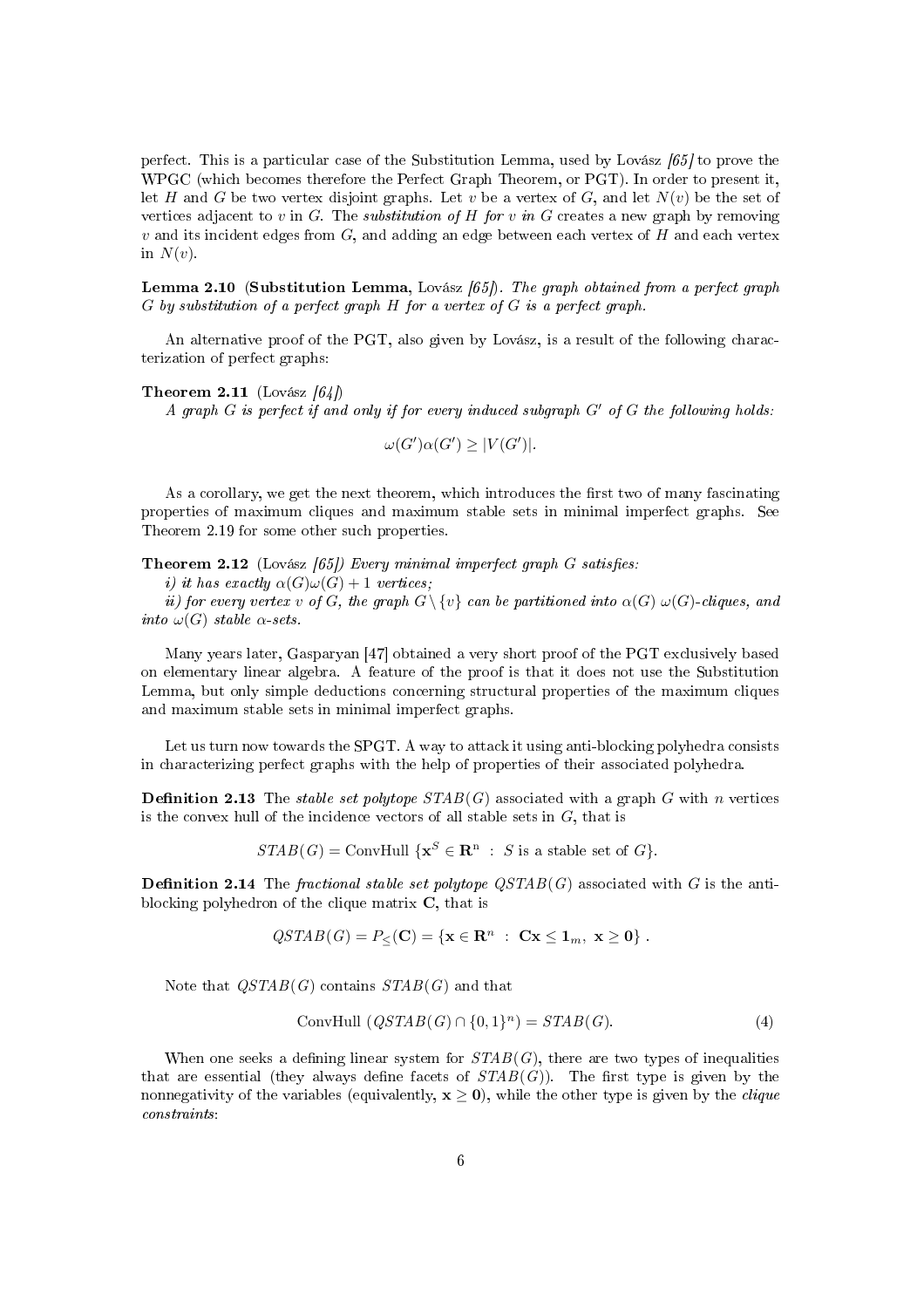perfect. This is a particular case of the Substitution Lemma, used by Lovász [65] to prove the WPGC (which becomes therefore the Perfect Graph Theorem, or PGT). In order to present it, let $H$ and $G$ be two vertex disjoint graphs. Let $v$ be a vertex of $G$, and let $N(v)$ be the set of vertices adjacent to $v$ in $G$. The *substitution of $H$ for $v$ in $G$* creates a new graph by removing $v$ and its incident edges from $G$, and adding an edge between each vertex of $H$ and each vertex in $N(v)$.

**Lemma 2.10** **(Substitution Lemma**, Lovász [65]**)**. *The graph obtained from a perfect graph $G$ by substitution of a perfect graph $H$ for a vertex of $G$ is a perfect graph.*

An alternative proof of the PGT, also given by Lovász, is a result of the following characterization of perfect graphs:

**Theorem 2.11** (Lovász [64])
*A graph $G$ is perfect if and only if for every induced subgraph $G'$ of $G$ the following holds:*

$$\omega(G')\alpha(G') \geq |V(G')|.$$

As a corollary, we get the next theorem, which introduces the first two of many fascinating properties of maximum cliques and maximum stable sets in minimal imperfect graphs. See Theorem 2.19 for some other such properties.

**Theorem 2.12** (Lovász [65]) *Every minimal imperfect graph $G$ satisfies:*
*i) it has exactly $\alpha(G)\omega(G) + 1$ vertices;*
*ii) for every vertex $v$ of $G$, the graph $G \setminus \{v\}$ can be partitioned into $\alpha(G)$ $\omega(G)$-cliques, and into $\omega(G)$ stable $\alpha$-sets.*

Many years later, Gasparyan [47] obtained a very short proof of the PGT exclusively based on elementary linear algebra. A feature of the proof is that it does not use the Substitution Lemma, but only simple deductions concerning structural properties of the maximum cliques and maximum stable sets in minimal imperfect graphs.

Let us turn now towards the SPGT. A way to attack it using anti-blocking polyhedra consists in characterizing perfect graphs with the help of properties of their associated polyhedra.

**Definition 2.13** The *stable set polytope $STAB(G)$* associated with a graph $G$ with $n$ vertices is the convex hull of the incidence vectors of all stable sets in $G$, that is

$$STAB(G) = \text{ConvHull } \{\mathbf{x}^S \in \mathbf{R}^n \ : \ S \text{ is a stable set of } G\}.$$

**Definition 2.14** The *fractional stable set polytope $QSTAB(G)$* associated with $G$ is the anti-blocking polyhedron of the clique matrix $\mathbf{C}$, that is

$$QSTAB(G) = P_{\leq}(\mathbf{C}) = \{\mathbf{x} \in \mathbf{R}^n \ : \ \mathbf{C}\mathbf{x} \leq \mathbf{1}_m, \ \mathbf{x} \geq \mathbf{0}\}\ .$$

Note that $QSTAB(G)$ contains $STAB(G)$ and that

$$\text{ConvHull } (QSTAB(G) \cap \{0,1\}^n) = STAB(G). \tag{4}$$

When one seeks a defining linear system for $STAB(G)$, there are two types of inequalities that are essential (they always define facets of $STAB(G)$). The first type is given by the nonnegativity of the variables (equivalently, $\mathbf{x} \geq \mathbf{0}$), while the other type is given by the *clique constraints*: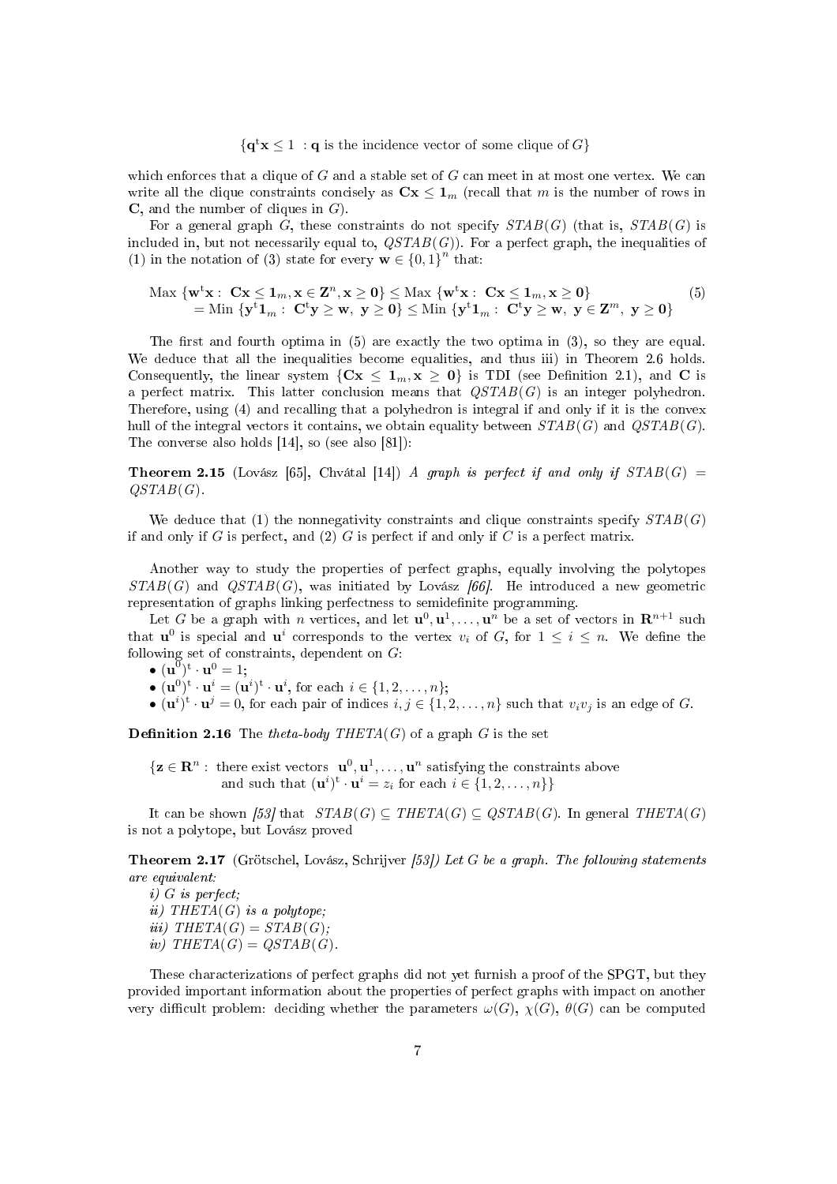$$\{\mathbf{q}^t\mathbf{x} \leq 1 \ : \mathbf{q} \text{ is the incidence vector of some clique of } G\}$$

which enforces that a clique of $G$ and a stable set of $G$ can meet in at most one vertex. We can write all the clique constraints concisely as $\mathbf{Cx} \leq \mathbf{1}_m$ (recall that $m$ is the number of rows in $\mathbf{C}$, and the number of cliques in $G$).

For a general graph $G$, these constraints do not specify $STAB(G)$ (that is, $STAB(G)$ is included in, but not necessarily equal to, $QSTAB(G)$). For a perfect graph, the inequalities of (1) in the notation of (3) state for every $\mathbf{w} \in \{0,1\}^n$ that:

$$\begin{aligned} &\text{Max } \{\mathbf{w}^t\mathbf{x} : \ \mathbf{Cx} \leq \mathbf{1}_m, \mathbf{x} \in \mathbf{Z}^n, \mathbf{x} \geq \mathbf{0}\} \leq \text{Max } \{\mathbf{w}^t\mathbf{x} : \ \mathbf{Cx} \leq \mathbf{1}_m, \mathbf{x} \geq \mathbf{0}\} \\ &\quad = \text{Min } \{\mathbf{y}^t\mathbf{1}_m : \ \mathbf{C}^t\mathbf{y} \geq \mathbf{w}, \ \mathbf{y} \geq \mathbf{0}\} \leq \text{Min } \{\mathbf{y}^t\mathbf{1}_m : \ \mathbf{C}^t\mathbf{y} \geq \mathbf{w}, \ \mathbf{y} \in \mathbf{Z}^m, \ \mathbf{y} \geq \mathbf{0}\} \end{aligned} \tag{5}$$

The first and fourth optima in (5) are exactly the two optima in (3), so they are equal. We deduce that all the inequalities become equalities, and thus iii) in Theorem 2.6 holds. Consequently, the linear system $\{\mathbf{Cx} \leq \mathbf{1}_m, \mathbf{x} \geq \mathbf{0}\}$ is TDI (see Definition 2.1), and $\mathbf{C}$ is a perfect matrix. This latter conclusion means that $QSTAB(G)$ is an integer polyhedron. Therefore, using (4) and recalling that a polyhedron is integral if and only if it is the convex hull of the integral vectors it contains, we obtain equality between $STAB(G)$ and $QSTAB(G)$. The converse also holds [14], so (see also [81]):

**Theorem 2.15** (Lovász [65], Chvátal [14]) *A graph is perfect if and only if $STAB(G) = QSTAB(G)$.*

We deduce that (1) the nonnegativity constraints and clique constraints specify $STAB(G)$ if and only if $G$ is perfect, and (2) $G$ is perfect if and only if $C$ is a perfect matrix.

Another way to study the properties of perfect graphs, equally involving the polytopes $STAB(G)$ and $QSTAB(G)$, was initiated by Lovász [66]. He introduced a new geometric representation of graphs linking perfectness to semidefinite programming.

Let $G$ be a graph with $n$ vertices, and let $\mathbf{u}^0, \mathbf{u}^1, \ldots, \mathbf{u}^n$ be a set of vectors in $\mathbf{R}^{n+1}$ such that $\mathbf{u}^0$ is special and $\mathbf{u}^i$ corresponds to the vertex $v_i$ of $G$, for $1 \leq i \leq n$. We define the following set of constraints, dependent on $G$:

- $(\mathbf{u}^0)^t \cdot \mathbf{u}^0 = 1$;
- $(\mathbf{u}^0)^t \cdot \mathbf{u}^i = (\mathbf{u}^i)^t \cdot \mathbf{u}^i$, for each $i \in \{1, 2, \ldots, n\}$;
- $(\mathbf{u}^i)^t \cdot \mathbf{u}^j = 0$, for each pair of indices $i, j \in \{1, 2, \ldots, n\}$ such that $v_iv_j$ is an edge of $G$.

**Definition 2.16** The *theta-body* $THETA(G)$ of a graph $G$ is the set

$$\{\mathbf{z} \in \mathbf{R}^n : \text{ there exist vectors } \mathbf{u}^0, \mathbf{u}^1, \ldots, \mathbf{u}^n \text{ satisfying the constraints above and such that } (\mathbf{u}^i)^t \cdot \mathbf{u}^i = z_i \text{ for each } i \in \{1, 2, \ldots, n\}\}$$

It can be shown [53] that $STAB(G) \subseteq THETA(G) \subseteq QSTAB(G)$. In general $THETA(G)$ is not a polytope, but Lovász proved

**Theorem 2.17** (Grötschel, Lovász, Schrijver [53]) *Let $G$ be a graph. The following statements are equivalent:*

*i) $G$ is perfect;*
*ii) $THETA(G)$ is a polytope;*
*iii) $THETA(G) = STAB(G)$;*
*iv) $THETA(G) = QSTAB(G)$.*

These characterizations of perfect graphs did not yet furnish a proof of the SPGT, but they provided important information about the properties of perfect graphs with impact on another very difficult problem: deciding whether the parameters $\omega(G)$, $\chi(G)$, $\theta(G)$ can be computed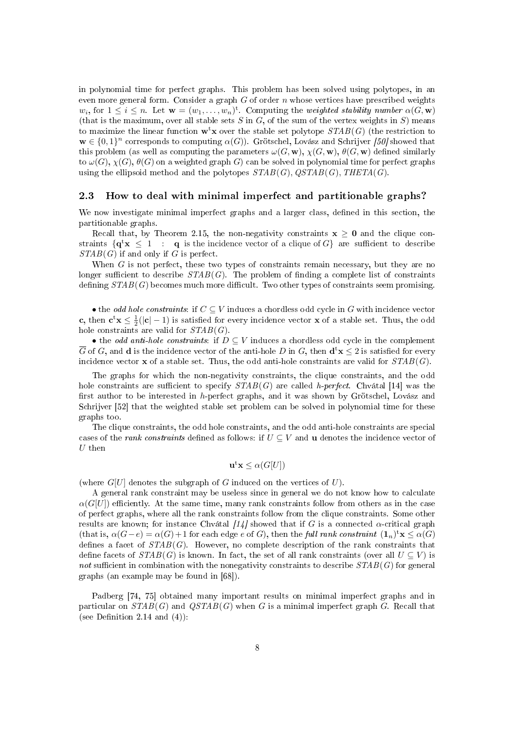in polynomial time for perfect graphs. This problem has been solved using polytopes, in an even more general form. Consider a graph $G$ of order $n$ whose vertices have prescribed weights $w_i$, for $1 \leq i \leq n$. Let $\mathbf{w} = (w_1, \ldots, w_n)^t$. Computing the *weighted stability number* $\alpha(G, \mathbf{w})$ (that is the maximum, over all stable sets $S$ in $G$, of the sum of the vertex weights in $S$) means to maximize the linear function $\mathbf{w}^t\mathbf{x}$ over the stable set polytope $STAB(G)$ (the restriction to $\mathbf{w} \in \{0,1\}^n$ corresponds to computing $\alpha(G)$). Grötschel, Lovász and Schrijver [50] showed that this problem (as well as computing the parameters $\omega(G, \mathbf{w})$, $\chi(G, \mathbf{w})$, $\theta(G, \mathbf{w})$ defined similarly to $\omega(G)$, $\chi(G)$, $\theta(G)$ on a weighted graph $G$) can be solved in polynomial time for perfect graphs using the ellipsoid method and the polytopes $STAB(G)$, $QSTAB(G)$, $THETA(G)$.

## 2.3 How to deal with minimal imperfect and partitionable graphs?

We now investigate minimal imperfect graphs and a larger class, defined in this section, the partitionable graphs.

Recall that, by Theorem 2.15, the non-negativity constraints $\mathbf{x} \geq \mathbf{0}$ and the clique constraints $\{\mathbf{q}^t\mathbf{x} \leq 1 \quad : \quad \mathbf{q}$ is the incidence vector of a clique of $G\}$ are sufficient to describe $STAB(G)$ if and only if $G$ is perfect.

When $G$ is not perfect, these two types of constraints remain necessary, but they are no longer sufficient to describe $STAB(G)$. The problem of finding a complete list of constraints defining $STAB(G)$ becomes much more difficult. Two other types of constraints seem promising.

• the *odd hole constraints*: if $C \subseteq V$ induces a chordless odd cycle in $G$ with incidence vector $\mathbf{c}$, then $\mathbf{c}^t\mathbf{x} \leq \frac{1}{2}(|\mathbf{c}| - 1)$ is satisfied for every incidence vector $\mathbf{x}$ of a stable set. Thus, the odd hole constraints are valid for $STAB(G)$.

• the *odd anti-hole constraints*: if $D \subseteq V$ induces a chordless odd cycle in the complement $\overline{G}$ of $G$, and $\mathbf{d}$ is the incidence vector of the anti-hole $D$ in $G$, then $\mathbf{d}^t\mathbf{x} \leq 2$ is satisfied for every incidence vector $\mathbf{x}$ of a stable set. Thus, the odd anti-hole constraints are valid for $STAB(G)$.

The graphs for which the non-negativity constraints, the clique constraints, and the odd hole constraints are sufficient to specify $STAB(G)$ are called *h-perfect*. Chvátal [14] was the first author to be interested in $h$-perfect graphs, and it was shown by Grötschel, Lovász and Schrijver [52] that the weighted stable set problem can be solved in polynomial time for these graphs too.

The clique constraints, the odd hole constraints, and the odd anti-hole constraints are special cases of the *rank constraints* defined as follows: if $U \subseteq V$ and $\mathbf{u}$ denotes the incidence vector of $U$ then

$$\mathbf{u}^t\mathbf{x} \leq \alpha(G[U])$$

(where $G[U]$ denotes the subgraph of $G$ induced on the vertices of $U$).

A general rank constraint may be useless since in general we do not know how to calculate $\alpha(G[U])$ efficiently. At the same time, many rank constraints follow from others as in the case of perfect graphs, where all the rank constraints follow from the clique constraints. Some other results are known; for instance Chvátal [14] showed that if $G$ is a connected $\alpha$-critical graph (that is, $\alpha(G-e) = \alpha(G)+1$ for each edge $e$ of $G$), then the *full rank constraint* $(\mathbf{1}_n)^t\mathbf{x} \leq \alpha(G)$ defines a facet of $STAB(G)$. However, no complete description of the rank constraints that define facets of $STAB(G)$ is known. In fact, the set of all rank constraints (over all $U \subseteq V$) is *not* sufficient in combination with the nonegativity constraints to describe $STAB(G)$ for general graphs (an example may be found in [68]).

Padberg [74, 75] obtained many important results on minimal imperfect graphs and in particular on $STAB(G)$ and $QSTAB(G)$ when $G$ is a minimal imperfect graph $G$. Recall that (see Definition 2.14 and (4)):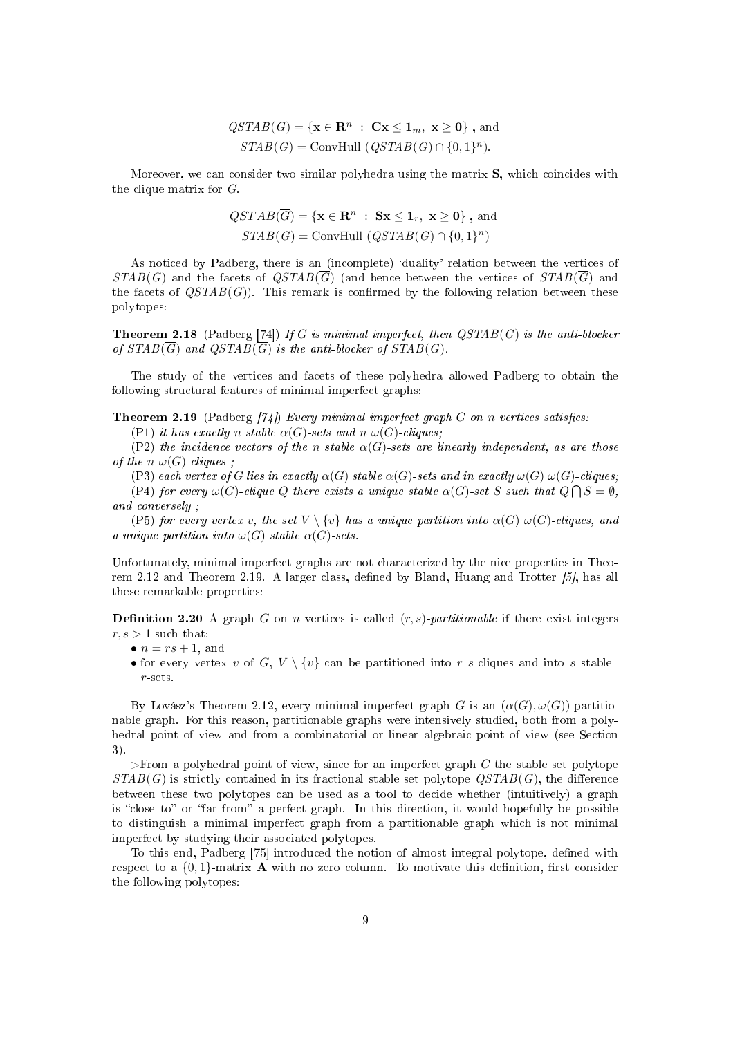$$QSTAB(G) = \{\mathbf{x} \in \mathbf{R}^n \ : \ \mathbf{C}\mathbf{x} \leq \mathbf{1}_m, \ \mathbf{x} \geq \mathbf{0}\} \text{ , and}$$

$$STAB(G) = \text{ConvHull } (QSTAB(G) \cap \{0,1\}^n).$$

Moreover, we can consider two similar polyhedra using the matrix $\mathbf{S}$, which coincides with the clique matrix for $\overline{G}$.

$$QSTAB(\overline{G}) = \{\mathbf{x} \in \mathbf{R}^n \ : \ \mathbf{S}\mathbf{x} \leq \mathbf{1}_r, \ \mathbf{x} \geq \mathbf{0}\} \text{ , and}$$

$$STAB(\overline{G}) = \text{ConvHull } (QSTAB(\overline{G}) \cap \{0,1\}^n)$$

As noticed by Padberg, there is an (incomplete) 'duality' relation between the vertices of $STAB(G)$ and the facets of $QSTAB(\overline{G})$ (and hence between the vertices of $STAB(\overline{G})$ and the facets of $QSTAB(G)$). This remark is confirmed by the following relation between these polytopes:

**Theorem 2.18** (Padberg [74]) *If $G$ is minimal imperfect, then $QSTAB(G)$ is the anti-blocker of $STAB(\overline{G})$ and $QSTAB(\overline{G})$ is the anti-blocker of $STAB(G)$.*

The study of the vertices and facets of these polyhedra allowed Padberg to obtain the following structural features of minimal imperfect graphs:

**Theorem 2.19** (Padberg [74]) *Every minimal imperfect graph $G$ on $n$ vertices satisfies:*

(P1) *it has exactly $n$ stable $\alpha(G)$-sets and $n$ $\omega(G)$-cliques;*

(P2) *the incidence vectors of the $n$ stable $\alpha(G)$-sets are linearly independent, as are those of the $n$ $\omega(G)$-cliques ;*

(P3) *each vertex of $G$ lies in exactly $\alpha(G)$ stable $\alpha(G)$-sets and in exactly $\omega(G)$ $\omega(G)$-cliques;*

(P4) *for every $\omega(G)$-clique $Q$ there exists a unique stable $\alpha(G)$-set $S$ such that $Q \bigcap S = \emptyset$, and conversely ;*

(P5) *for every vertex $v$, the set $V \setminus \{v\}$ has a unique partition into $\alpha(G)$ $\omega(G)$-cliques, and a unique partition into $\omega(G)$ stable $\alpha(G)$-sets.*

Unfortunately, minimal imperfect graphs are not characterized by the nice properties in Theorem 2.12 and Theorem 2.19. A larger class, defined by Bland, Huang and Trotter [5], has all these remarkable properties:

**Definition 2.20** A graph $G$ on $n$ vertices is called *$(r, s)$-partitionable* if there exist integers $r, s > 1$ such that:

- $n = rs + 1$, and
- for every vertex $v$ of $G$, $V \setminus \{v\}$ can be partitioned into $r$ $s$-cliques and into $s$ stable $r$-sets.

By Lovász's Theorem 2.12, every minimal imperfect graph $G$ is an $(\alpha(G), \omega(G))$-partitionable graph. For this reason, partitionable graphs were intensively studied, both from a polyhedral point of view and from a combinatorial or linear algebraic point of view (see Section 3).

>From a polyhedral point of view, since for an imperfect graph $G$ the stable set polytope $STAB(G)$ is strictly contained in its fractional stable set polytope $QSTAB(G)$, the difference between these two polytopes can be used as a tool to decide whether (intuitively) a graph is "close to" or "far from" a perfect graph. In this direction, it would hopefully be possible to distinguish a minimal imperfect graph from a partitionable graph which is not minimal imperfect by studying their associated polytopes.

To this end, Padberg [75] introduced the notion of almost integral polytope, defined with respect to a $\{0, 1\}$-matrix $\mathbf{A}$ with no zero column. To motivate this definition, first consider the following polytopes: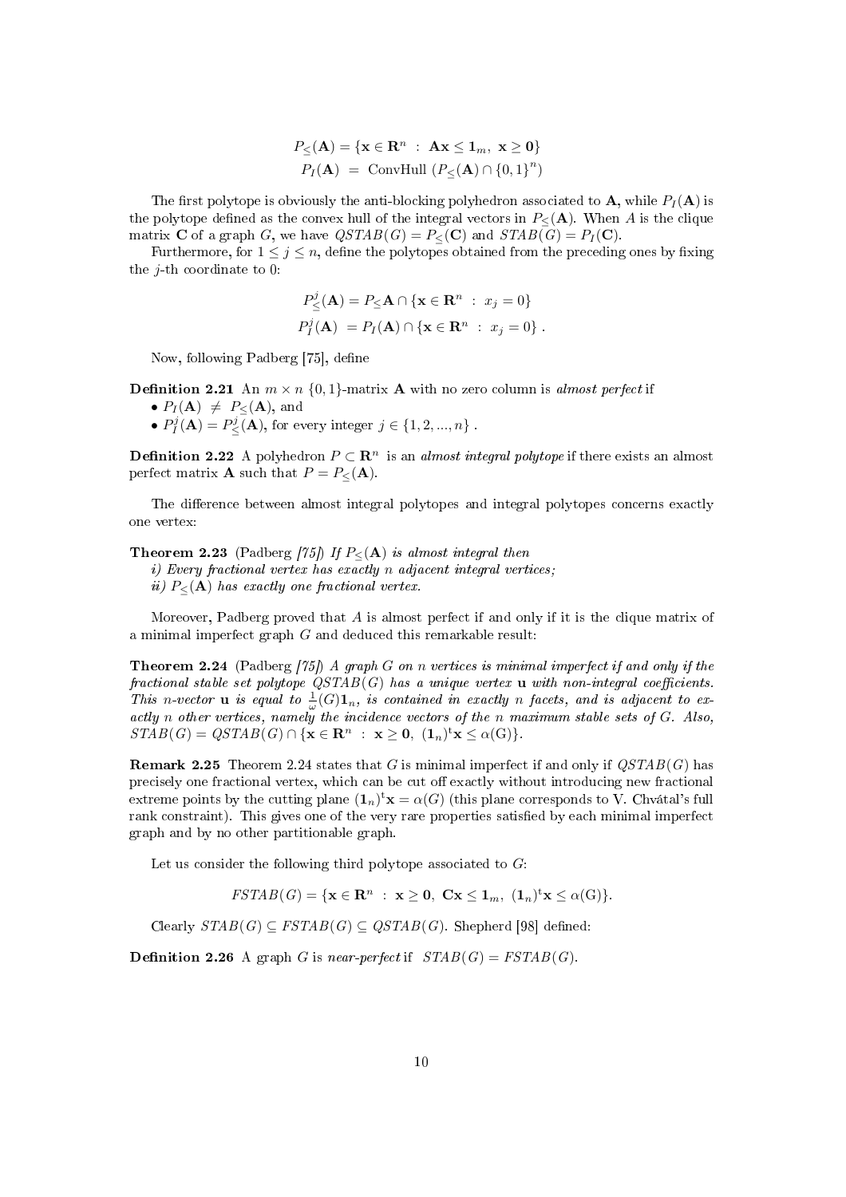$$P_{\leq}(\mathbf{A}) = \{\mathbf{x} \in \mathbf{R}^n \ : \ \mathbf{A}\mathbf{x} \leq \mathbf{1}_m, \ \mathbf{x} \geq \mathbf{0}\}$$
$$P_I(\mathbf{A}) \ = \ \text{ConvHull } (P_{\leq}(\mathbf{A}) \cap \{0,1\}^n)$$

The first polytope is obviously the anti-blocking polyhedron associated to $\mathbf{A}$, while $P_I(\mathbf{A})$ is the polytope defined as the convex hull of the integral vectors in $P_{\leq}(\mathbf{A})$. When $A$ is the clique matrix $\mathbf{C}$ of a graph $G$, we have $QSTAB(G) = P_{\leq}(\mathbf{C})$ and $STAB(G) = P_I(\mathbf{C})$.

Furthermore, for $1 \leq j \leq n$, define the polytopes obtained from the preceding ones by fixing the $j$-th coordinate to 0:

$$P^j_{\leq}(\mathbf{A}) = P_{\leq}\mathbf{A} \cap \{\mathbf{x} \in \mathbf{R}^n \ : \ x_j = 0\}$$
$$P^j_I(\mathbf{A}) \ = P_I(\mathbf{A}) \cap \{\mathbf{x} \in \mathbf{R}^n \ : \ x_j = 0\} \ .$$

Now, following Padberg [75], define

**Definition 2.21** An $m \times n$ $\{0,1\}$-matrix $\mathbf{A}$ with no zero column is *almost perfect* if

- $P_I(\mathbf{A}) \ \neq \ P_{\leq}(\mathbf{A})$, and
- $P^j_I(\mathbf{A}) = P^j_{\leq}(\mathbf{A})$, for every integer $j \in \{1, 2, ..., n\}$ .

**Definition 2.22** A polyhedron $P \subset \mathbf{R}^n$ is an *almost integral polytope* if there exists an almost perfect matrix $\mathbf{A}$ such that $P = P_{\leq}(\mathbf{A})$.

The difference between almost integral polytopes and integral polytopes concerns exactly one vertex:

**Theorem 2.23** (Padberg *[75]*) *If $P_{\leq}(\mathbf{A})$ is almost integral then*
*i) Every fractional vertex has exactly $n$ adjacent integral vertices;*
*ii) $P_{\leq}(\mathbf{A})$ has exactly one fractional vertex.*

Moreover, Padberg proved that $A$ is almost perfect if and only if it is the clique matrix of a minimal imperfect graph $G$ and deduced this remarkable result:

**Theorem 2.24** (Padberg *[75]*) *A graph $G$ on $n$ vertices is minimal imperfect if and only if the fractional stable set polytope $QSTAB(G)$ has a unique vertex $\mathbf{u}$ with non-integral coefficients. This $n$-vector $\mathbf{u}$ is equal to $\frac{1}{\omega}(G)\mathbf{1}_n$, is contained in exactly $n$ facets, and is adjacent to exactly $n$ other vertices, namely the incidence vectors of the $n$ maximum stable sets of $G$. Also, $STAB(G) = QSTAB(G) \cap \{\mathbf{x} \in \mathbf{R}^n \ : \ \mathbf{x} \geq \mathbf{0}, \ (\mathbf{1}_n)^t\mathbf{x} \leq \alpha(\mathrm{G})\}$.*

**Remark 2.25** Theorem 2.24 states that $G$ is minimal imperfect if and only if $QSTAB(G)$ has precisely one fractional vertex, which can be cut off exactly without introducing new fractional extreme points by the cutting plane $(\mathbf{1}_n)^t\mathbf{x} = \alpha(G)$ (this plane corresponds to V. Chvátal's full rank constraint). This gives one of the very rare properties satisfied by each minimal imperfect graph and by no other partitionable graph.

Let us consider the following third polytope associated to $G$:

$$FSTAB(G) = \{\mathbf{x} \in \mathbf{R}^n \ : \ \mathbf{x} \geq \mathbf{0}, \ \mathbf{C}\mathbf{x} \leq \mathbf{1}_m, \ (\mathbf{1}_n)^t\mathbf{x} \leq \alpha(\mathrm{G})\}.$$

Clearly $STAB(G) \subseteq FSTAB(G) \subseteq QSTAB(G)$. Shepherd [98] defined:

**Definition 2.26** A graph $G$ is *near-perfect* if $STAB(G) = FSTAB(G)$.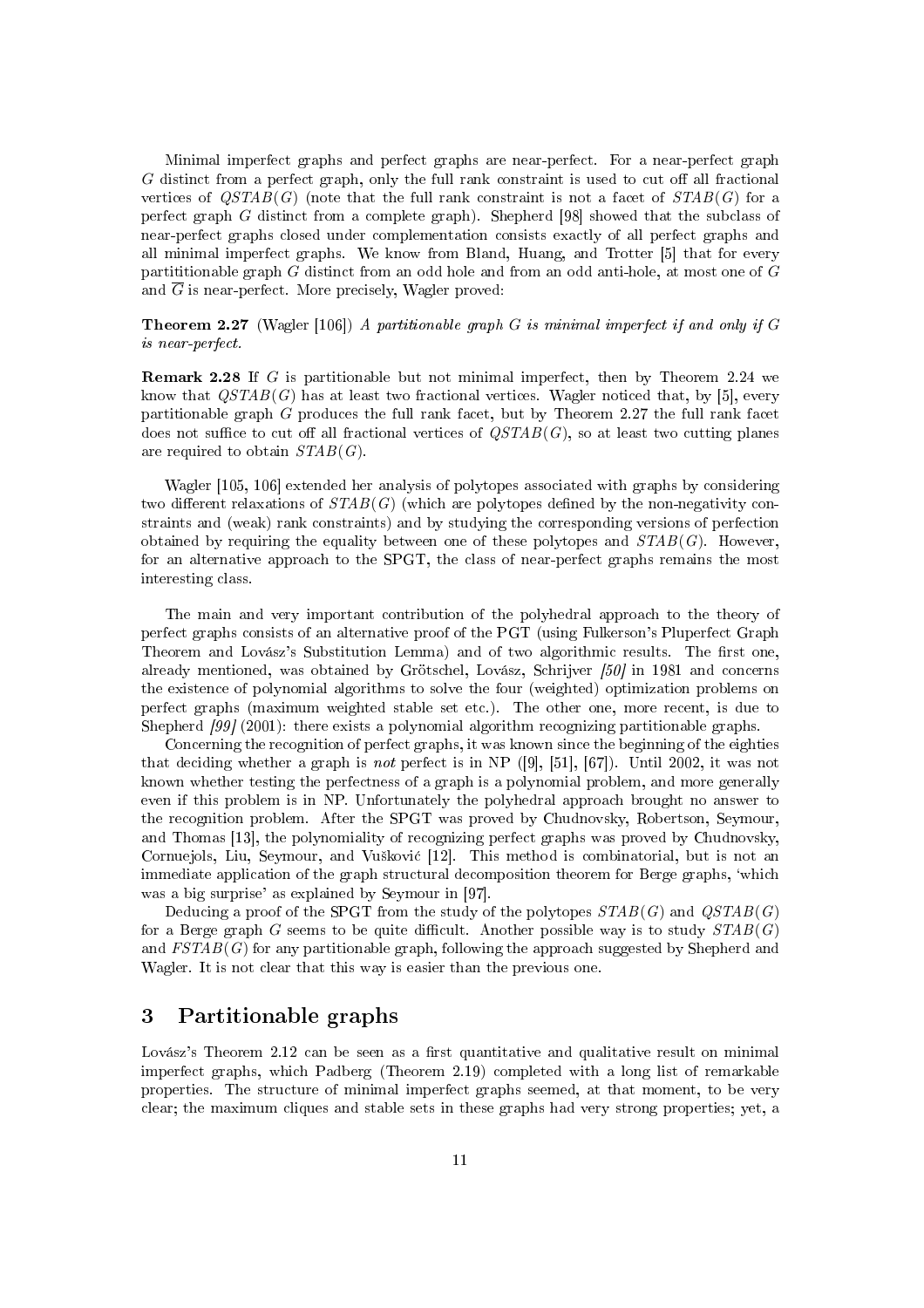Minimal imperfect graphs and perfect graphs are near-perfect. For a near-perfect graph $G$ distinct from a perfect graph, only the full rank constraint is used to cut off all fractional vertices of $QSTAB(G)$ (note that the full rank constraint is not a facet of $STAB(G)$ for a perfect graph $G$ distinct from a complete graph). Shepherd [98] showed that the subclass of near-perfect graphs closed under complementation consists exactly of all perfect graphs and all minimal imperfect graphs. We know from Bland, Huang, and Trotter [5] that for every partititionable graph $G$ distinct from an odd hole and from an odd anti-hole, at most one of $G$ and $\overline{G}$ is near-perfect. More precisely, Wagler proved:

**Theorem 2.27** (Wagler [106]) *A partitionable graph $G$ is minimal imperfect if and only if $G$ is near-perfect.*

**Remark 2.28** If $G$ is partitionable but not minimal imperfect, then by Theorem 2.24 we know that $QSTAB(G)$ has at least two fractional vertices. Wagler noticed that, by [5], every partitionable graph $G$ produces the full rank facet, but by Theorem 2.27 the full rank facet does not suffice to cut off all fractional vertices of $QSTAB(G)$, so at least two cutting planes are required to obtain $STAB(G)$.

Wagler [105, 106] extended her analysis of polytopes associated with graphs by considering two different relaxations of $STAB(G)$ (which are polytopes defined by the non-negativity constraints and (weak) rank constraints) and by studying the corresponding versions of perfection obtained by requiring the equality between one of these polytopes and $STAB(G)$. However, for an alternative approach to the SPGT, the class of near-perfect graphs remains the most interesting class.

The main and very important contribution of the polyhedral approach to the theory of perfect graphs consists of an alternative proof of the PGT (using Fulkerson's Pluperfect Graph Theorem and Lovász's Substitution Lemma) and of two algorithmic results. The first one, already mentioned, was obtained by Grötschel, Lovász, Schrijver *[50]* in 1981 and concerns the existence of polynomial algorithms to solve the four (weighted) optimization problems on perfect graphs (maximum weighted stable set etc.). The other one, more recent, is due to Shepherd *[99]* (2001): there exists a polynomial algorithm recognizing partitionable graphs.

Concerning the recognition of perfect graphs, it was known since the beginning of the eighties that deciding whether a graph is *not* perfect is in NP ([9], [51], [67]). Until 2002, it was not known whether testing the perfectness of a graph is a polynomial problem, and more generally even if this problem is in NP. Unfortunately the polyhedral approach brought no answer to the recognition problem. After the SPGT was proved by Chudnovsky, Robertson, Seymour, and Thomas [13], the polynomiality of recognizing perfect graphs was proved by Chudnovsky, Cornuejols, Liu, Seymour, and Vušković [12]. This method is combinatorial, but is not an immediate application of the graph structural decomposition theorem for Berge graphs, 'which was a big surprise' as explained by Seymour in [97].

Deducing a proof of the SPGT from the study of the polytopes $STAB(G)$ and $QSTAB(G)$ for a Berge graph $G$ seems to be quite difficult. Another possible way is to study $STAB(G)$ and $FSTAB(G)$ for any partitionable graph, following the approach suggested by Shepherd and Wagler. It is not clear that this way is easier than the previous one.

# 3 Partitionable graphs

Lovász's Theorem 2.12 can be seen as a first quantitative and qualitative result on minimal imperfect graphs, which Padberg (Theorem 2.19) completed with a long list of remarkable properties. The structure of minimal imperfect graphs seemed, at that moment, to be very clear; the maximum cliques and stable sets in these graphs had very strong properties; yet, a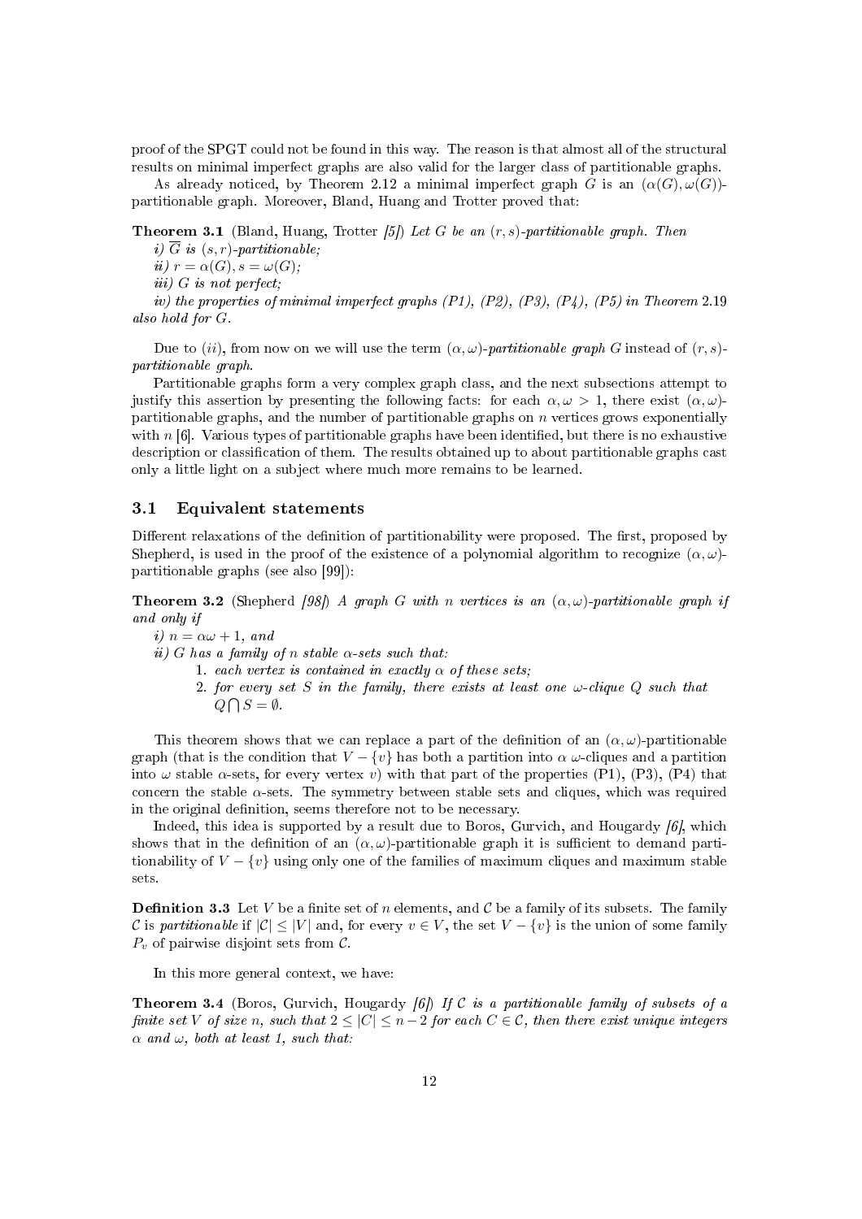proof of the SPGT could not be found in this way. The reason is that almost all of the structural results on minimal imperfect graphs are also valid for the larger class of partitionable graphs.

As already noticed, by Theorem 2.12 a minimal imperfect graph $G$ is an $(\alpha(G), \omega(G))$-partitionable graph. Moreover, Bland, Huang and Trotter proved that:

**Theorem 3.1** (Bland, Huang, Trotter [5]) *Let $G$ be an $(r, s)$-partitionable graph. Then*

*i) $\overline{G}$ is $(s, r)$-partitionable;*

*ii) $r = \alpha(G), s = \omega(G)$;*

*iii) $G$ is not perfect;*

*iv) the properties of minimal imperfect graphs (P1), (P2), (P3), (P4), (P5) in Theorem 2.19 also hold for $G$.*

Due to $(ii)$, from now on we will use the term $(\alpha, \omega)$*-partitionable graph* $G$ instead of $(r, s)$-*partitionable graph*.

Partitionable graphs form a very complex graph class, and the next subsections attempt to justify this assertion by presenting the following facts: for each $\alpha, \omega > 1$, there exist $(\alpha, \omega)$-partitionable graphs, and the number of partitionable graphs on $n$ vertices grows exponentially with $n$ [6]. Various types of partitionable graphs have been identified, but there is no exhaustive description or classification of them. The results obtained up to about partitionable graphs cast only a little light on a subject where much more remains to be learned.

## 3.1 Equivalent statements

Different relaxations of the definition of partitionability were proposed. The first, proposed by Shepherd, is used in the proof of the existence of a polynomial algorithm to recognize $(\alpha, \omega)$-partitionable graphs (see also [99]):

**Theorem 3.2** (Shepherd [98]) *A graph $G$ with $n$ vertices is an $(\alpha, \omega)$-partitionable graph if and only if*

*i) $n = \alpha\omega + 1$, and*

*ii) $G$ has a family of $n$ stable $\alpha$-sets such that:*

1. *each vertex is contained in exactly $\alpha$ of these sets;*
2. *for every set $S$ in the family, there exists at least one $\omega$-clique $Q$ such that $Q \bigcap S = \emptyset$.*

This theorem shows that we can replace a part of the definition of an $(\alpha, \omega)$-partitionable graph (that is the condition that $V - \{v\}$ has both a partition into $\alpha$ $\omega$-cliques and a partition into $\omega$ stable $\alpha$-sets, for every vertex $v$) with that part of the properties (P1), (P3), (P4) that concern the stable $\alpha$-sets. The symmetry between stable sets and cliques, which was required in the original definition, seems therefore not to be necessary.

Indeed, this idea is supported by a result due to Boros, Gurvich, and Hougardy [6], which shows that in the definition of an $(\alpha, \omega)$-partitionable graph it is sufficient to demand partitionability of $V - \{v\}$ using only one of the families of maximum cliques and maximum stable sets.

**Definition 3.3** Let $V$ be a finite set of $n$ elements, and $\mathcal{C}$ be a family of its subsets. The family $\mathcal{C}$ is *partitionable* if $|\mathcal{C}| \leq |V|$ and, for every $v \in V$, the set $V - \{v\}$ is the union of some family $P_v$ of pairwise disjoint sets from $\mathcal{C}$.

In this more general context, we have:

**Theorem 3.4** (Boros, Gurvich, Hougardy [6]) *If $\mathcal{C}$ is a partitionable family of subsets of a finite set $V$ of size $n$, such that $2 \leq |C| \leq n - 2$ for each $C \in \mathcal{C}$, then there exist unique integers $\alpha$ and $\omega$, both at least 1, such that:*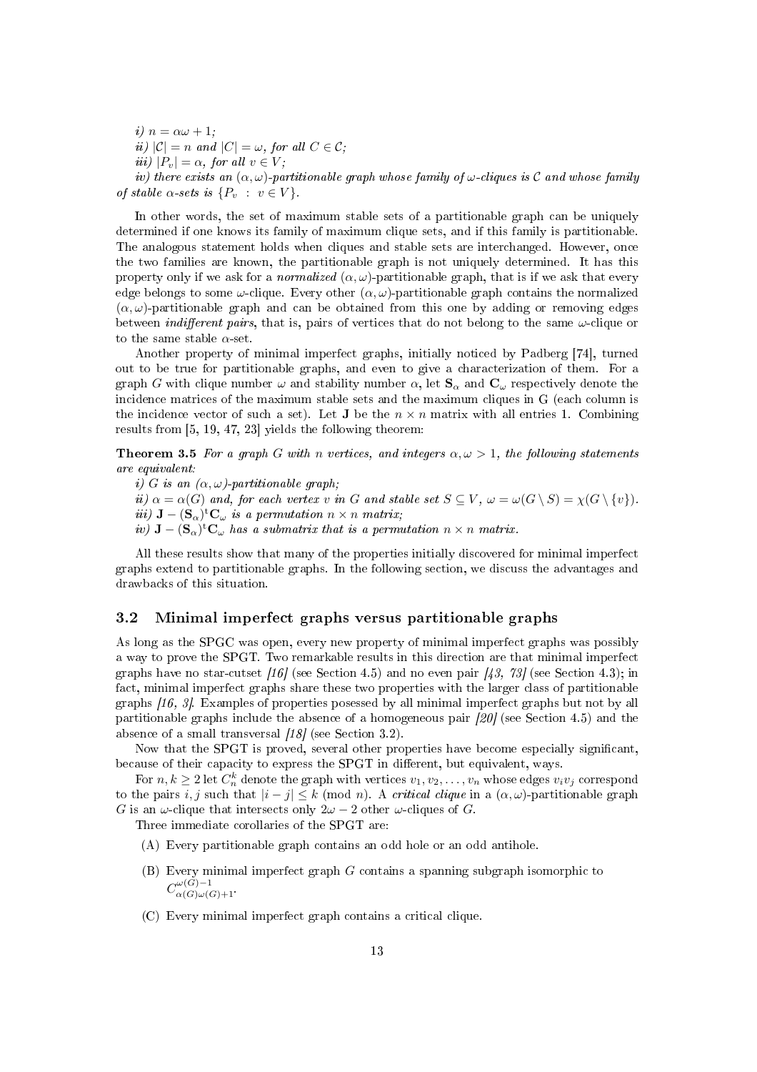*i)* $n = \alpha\omega + 1$;

*ii)* $|\mathcal{C}| = n$ *and* $|C| = \omega$*, for all* $C \in \mathcal{C}$*;*

*iii)* $|P_v| = \alpha$*, for all* $v \in V$*;*

*iv) there exists an* $(\alpha, \omega)$*-partitionable graph whose family of* $\omega$*-cliques is* $\mathcal{C}$ *and whose family of stable* $\alpha$*-sets is* $\{P_v \ : \ v \in V\}$*.*

In other words, the set of maximum stable sets of a partitionable graph can be uniquely determined if one knows its family of maximum clique sets, and if this family is partitionable. The analogous statement holds when cliques and stable sets are interchanged. However, once the two families are known, the partitionable graph is not uniquely determined. It has this property only if we ask for a *normalized* $(\alpha, \omega)$-partitionable graph, that is if we ask that every edge belongs to some $\omega$-clique. Every other $(\alpha, \omega)$-partitionable graph contains the normalized $(\alpha, \omega)$-partitionable graph and can be obtained from this one by adding or removing edges between *indifferent pairs*, that is, pairs of vertices that do not belong to the same $\omega$-clique or to the same stable $\alpha$-set.

Another property of minimal imperfect graphs, initially noticed by Padberg [74], turned out to be true for partitionable graphs, and even to give a characterization of them. For a graph $G$ with clique number $\omega$ and stability number $\alpha$, let $\mathbf{S}_\alpha$ and $\mathbf{C}_\omega$ respectively denote the incidence matrices of the maximum stable sets and the maximum cliques in G (each column is the incidence vector of such a set). Let $\mathbf{J}$ be the $n \times n$ matrix with all entries 1. Combining results from [5, 19, 47, 23] yields the following theorem:

**Theorem 3.5** *For a graph* $G$ *with* $n$ *vertices, and integers* $\alpha, \omega > 1$*, the following statements are equivalent:*

*i)* $G$ *is an* $(\alpha, \omega)$*-partitionable graph;*

*ii)* $\alpha = \alpha(G)$ *and, for each vertex* $v$ *in* $G$ *and stable set* $S \subseteq V$*,* $\omega = \omega(G \setminus S) = \chi(G \setminus \{v\})$*.*

*iii)* $\mathbf{J} - (\mathbf{S}_\alpha)^t\mathbf{C}_\omega$ *is a permutation* $n \times n$ *matrix;*

*iv)* $\mathbf{J} - (\mathbf{S}_\alpha)^t\mathbf{C}_\omega$ *has a submatrix that is a permutation* $n \times n$ *matrix.*

All these results show that many of the properties initially discovered for minimal imperfect graphs extend to partitionable graphs. In the following section, we discuss the advantages and drawbacks of this situation.

### 3.2 Minimal imperfect graphs versus partitionable graphs

As long as the SPGC was open, every new property of minimal imperfect graphs was possibly a way to prove the SPGT. Two remarkable results in this direction are that minimal imperfect graphs have no star-cutset *[16]* (see Section 4.5) and no even pair *[43, 73]* (see Section 4.3); in fact, minimal imperfect graphs share these two properties with the larger class of partitionable graphs *[16, 3]*. Examples of properties posessed by all minimal imperfect graphs but not by all partitionable graphs include the absence of a homogeneous pair *[20]* (see Section 4.5) and the absence of a small transversal *[18]* (see Section 3.2).

Now that the SPGT is proved, several other properties have become especially significant, because of their capacity to express the SPGT in different, but equivalent, ways.

For $n, k \geq 2$ let $C_n^k$ denote the graph with vertices $v_1, v_2, \ldots, v_n$ whose edges $v_iv_j$ correspond to the pairs $i, j$ such that $|i - j| \leq k \pmod n$. A *critical clique* in a $(\alpha, \omega)$-partitionable graph $G$ is an $\omega$-clique that intersects only $2\omega - 2$ other $\omega$-cliques of $G$.

Three immediate corollaries of the SPGT are:

(A) Every partitionable graph contains an odd hole or an odd antihole.

(B) Every minimal imperfect graph $G$ contains a spanning subgraph isomorphic to $C^{\omega(G)-1}_{\alpha(G)\omega(G)+1}$.

(C) Every minimal imperfect graph contains a critical clique.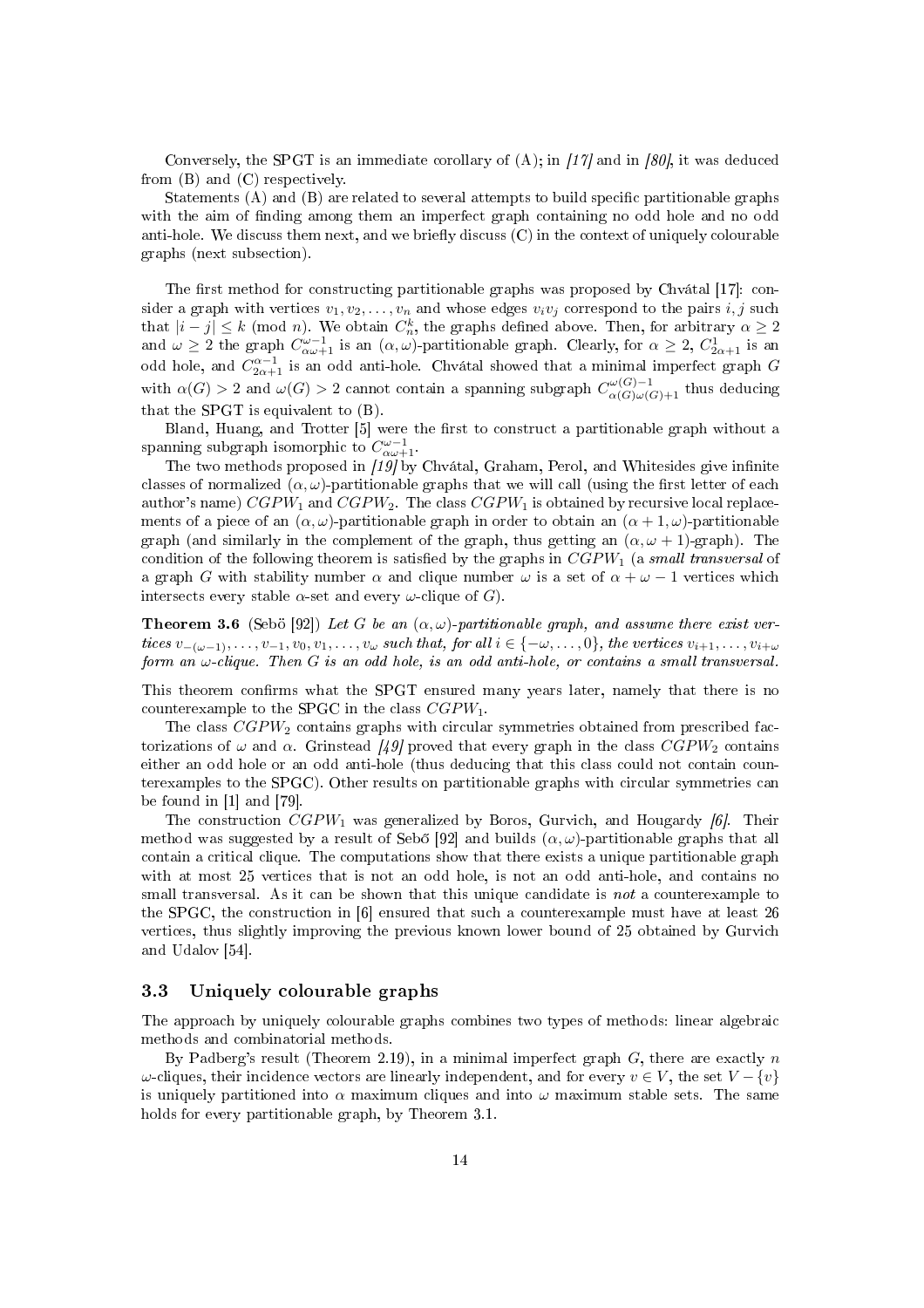Conversely, the SPGT is an immediate corollary of (A); in [17] and in [80], it was deduced from (B) and (C) respectively.

Statements (A) and (B) are related to several attempts to build specific partitionable graphs with the aim of finding among them an imperfect graph containing no odd hole and no odd anti-hole. We discuss them next, and we briefly discuss (C) in the context of uniquely colourable graphs (next subsection).

The first method for constructing partitionable graphs was proposed by Chvátal [17]: consider a graph with vertices $v_1, v_2, \ldots, v_n$ and whose edges $v_i v_j$ correspond to the pairs $i, j$ such that $|i - j| \leq k \pmod n$. We obtain $C_n^k$, the graphs defined above. Then, for arbitrary $\alpha \geq 2$ and $\omega \geq 2$ the graph $C_{\alpha\omega+1}^{\omega-1}$ is an $(\alpha, \omega)$-partitionable graph. Clearly, for $\alpha \geq 2$, $C_{2\alpha+1}^{1}$ is an odd hole, and $C_{2\alpha+1}^{\alpha-1}$ is an odd anti-hole. Chvátal showed that a minimal imperfect graph $G$ with $\alpha(G) > 2$ and $\omega(G) > 2$ cannot contain a spanning subgraph $C_{\alpha(G)\omega(G)+1}^{\omega(G)-1}$ thus deducing that the SPGT is equivalent to (B).

Bland, Huang, and Trotter [5] were the first to construct a partitionable graph without a spanning subgraph isomorphic to $C_{\alpha\omega+1}^{\omega-1}$.

The two methods proposed in [19] by Chvátal, Graham, Perol, and Whitesides give infinite classes of normalized $(\alpha, \omega)$-partitionable graphs that we will call (using the first letter of each author's name) $CGPW_1$ and $CGPW_2$. The class $CGPW_1$ is obtained by recursive local replacements of a piece of an $(\alpha, \omega)$-partitionable graph in order to obtain an $(\alpha + 1, \omega)$-partitionable graph (and similarly in the complement of the graph, thus getting an $(\alpha, \omega + 1)$-graph). The condition of the following theorem is satisfied by the graphs in $CGPW_1$ (a *small transversal* of a graph $G$ with stability number $\alpha$ and clique number $\omega$ is a set of $\alpha + \omega - 1$ vertices which intersects every stable $\alpha$-set and every $\omega$-clique of $G$).

**Theorem 3.6** (Sebő [92]) *Let $G$ be an $(\alpha, \omega)$-partitionable graph, and assume there exist vertices $v_{-(\omega-1)}, \ldots, v_{-1}, v_0, v_1, \ldots, v_\omega$ such that, for all $i \in \{-\omega, \ldots, 0\}$, the vertices $v_{i+1}, \ldots, v_{i+\omega}$ form an $\omega$-clique. Then $G$ is an odd hole, is an odd anti-hole, or contains a small transversal.*

This theorem confirms what the SPGT ensured many years later, namely that there is no counterexample to the SPGC in the class $CGPW_1$.

The class $CGPW_2$ contains graphs with circular symmetries obtained from prescribed factorizations of $\omega$ and $\alpha$. Grinstead [49] proved that every graph in the class $CGPW_2$ contains either an odd hole or an odd anti-hole (thus deducing that this class could not contain counterexamples to the SPGC). Other results on partitionable graphs with circular symmetries can be found in [1] and [79].

The construction $CGPW_1$ was generalized by Boros, Gurvich, and Hougardy [6]. Their method was suggested by a result of Sebő [92] and builds $(\alpha, \omega)$-partitionable graphs that all contain a critical clique. The computations show that there exists a unique partitionable graph with at most 25 vertices that is not an odd hole, is not an odd anti-hole, and contains no small transversal. As it can be shown that this unique candidate is *not* a counterexample to the SPGC, the construction in [6] ensured that such a counterexample must have at least 26 vertices, thus slightly improving the previous known lower bound of 25 obtained by Gurvich and Udalov [54].

### 3.3 Uniquely colourable graphs

The approach by uniquely colourable graphs combines two types of methods: linear algebraic methods and combinatorial methods.

By Padberg's result (Theorem 2.19), in a minimal imperfect graph $G$, there are exactly $n$ $\omega$-cliques, their incidence vectors are linearly independent, and for every $v \in V$, the set $V - \{v\}$ is uniquely partitioned into $\alpha$ maximum cliques and into $\omega$ maximum stable sets. The same holds for every partitionable graph, by Theorem 3.1.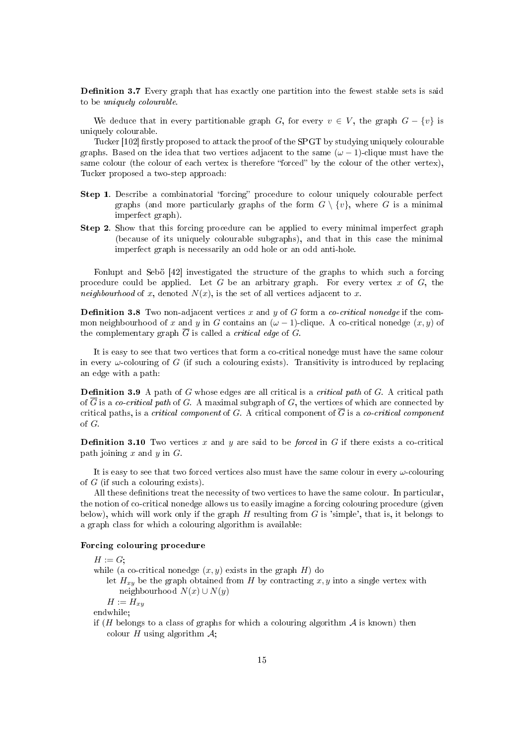**Definition 3.7** Every graph that has exactly one partition into the fewest stable sets is said to be *uniquely colourable*.

We deduce that in every partitionable graph $G$, for every $v \in V$, the graph $G - \{v\}$ is uniquely colourable.

Tucker [102] firstly proposed to attack the proof of the SPGT by studying uniquely colourable graphs. Based on the idea that two vertices adjacent to the same $(\omega - 1)$-clique must have the same colour (the colour of each vertex is therefore "forced" by the colour of the other vertex), Tucker proposed a two-step approach:

**Step 1**. Describe a combinatorial "forcing" procedure to colour uniquely colourable perfect graphs (and more particularly graphs of the form $G \setminus \{v\}$, where $G$ is a minimal imperfect graph).

**Step 2**. Show that this forcing procedure can be applied to every minimal imperfect graph (because of its uniquely colourable subgraphs), and that in this case the minimal imperfect graph is necessarily an odd hole or an odd anti-hole.

Fonlupt and Sebö [42] investigated the structure of the graphs to which such a forcing procedure could be applied. Let $G$ be an arbitrary graph. For every vertex $x$ of $G$, the *neighbourhood* of $x$, denoted $N(x)$, is the set of all vertices adjacent to $x$.

**Definition 3.8** Two non-adjacent vertices $x$ and $y$ of $G$ form a *co-critical nonedge* if the common neighbourhood of $x$ and $y$ in $G$ contains an $(\omega - 1)$-clique. A co-critical nonedge $(x, y)$ of the complementary graph $\overline{G}$ is called a *critical edge* of $G$.

It is easy to see that two vertices that form a co-critical nonedge must have the same colour in every $\omega$-colouring of $G$ (if such a colouring exists). Transitivity is introduced by replacing an edge with a path:

**Definition 3.9** A path of $G$ whose edges are all critical is a *critical path* of $G$. A critical path of $\overline{G}$ is a *co-critical path* of $G$. A maximal subgraph of $G$, the vertices of which are connected by critical paths, is a *critical component* of $G$. A critical component of $\overline{G}$ is a *co-critical component* of $G$.

**Definition 3.10** Two vertices $x$ and $y$ are said to be *forced* in $G$ if there exists a co-critical path joining $x$ and $y$ in $G$.

It is easy to see that two forced vertices also must have the same colour in every $\omega$-colouring of $G$ (if such a colouring exists).

All these definitions treat the necessity of two vertices to have the same colour. In particular, the notion of co-critical nonedge allows us to easily imagine a forcing colouring procedure (given below), which will work only if the graph $H$ resulting from $G$ is 'simple', that is, it belongs to a graph class for which a colouring algorithm is available:

**Forcing colouring procedure**

$H := G$;
while (a co-critical nonedge $(x, y)$ exists in the graph $H$) do
  let $H_{xy}$ be the graph obtained from $H$ by contracting $x, y$ into a single vertex with neighbourhood $N(x) \cup N(y)$
  $H := H_{xy}$
endwhile;
if ($H$ belongs to a class of graphs for which a colouring algorithm $\mathcal{A}$ is known) then
  colour $H$ using algorithm $\mathcal{A}$;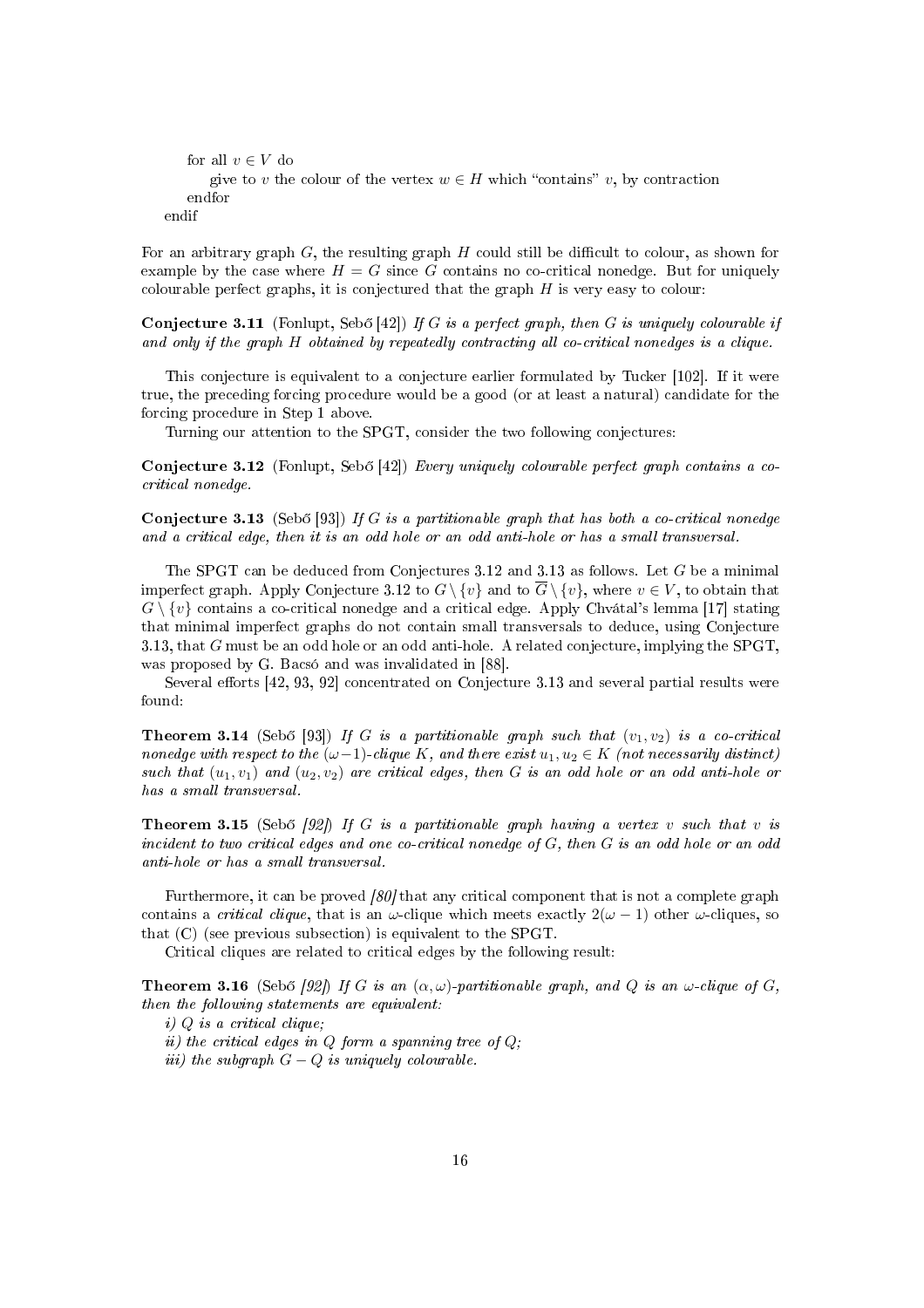```
    for all v ∈ V do
        give to v the colour of the vertex w ∈ H which "contains" v, by contraction
    endfor
endif
```

For an arbitrary graph $G$, the resulting graph $H$ could still be difficult to colour, as shown for example by the case where $H = G$ since $G$ contains no co-critical nonedge. But for uniquely colourable perfect graphs, it is conjectured that the graph $H$ is very easy to colour:

**Conjecture 3.11** (Fonlupt, Sebő [42]) *If $G$ is a perfect graph, then $G$ is uniquely colourable if and only if the graph $H$ obtained by repeatedly contracting all co-critical nonedges is a clique.*

This conjecture is equivalent to a conjecture earlier formulated by Tucker [102]. If it were true, the preceding forcing procedure would be a good (or at least a natural) candidate for the forcing procedure in Step 1 above.

Turning our attention to the SPGT, consider the two following conjectures:

**Conjecture 3.12** (Fonlupt, Sebő [42]) *Every uniquely colourable perfect graph contains a co-critical nonedge.*

**Conjecture 3.13** (Sebő [93]) *If $G$ is a partitionable graph that has both a co-critical nonedge and a critical edge, then it is an odd hole or an odd anti-hole or has a small transversal.*

The SPGT can be deduced from Conjectures 3.12 and 3.13 as follows. Let $G$ be a minimal imperfect graph. Apply Conjecture 3.12 to $G \setminus \{v\}$ and to $\overline{G} \setminus \{v\}$, where $v \in V$, to obtain that $G \setminus \{v\}$ contains a co-critical nonedge and a critical edge. Apply Chvátal's lemma [17] stating that minimal imperfect graphs do not contain small transversals to deduce, using Conjecture 3.13, that $G$ must be an odd hole or an odd anti-hole. A related conjecture, implying the SPGT, was proposed by G. Bacsó and was invalidated in [88].

Several efforts [42, 93, 92] concentrated on Conjecture 3.13 and several partial results were found:

**Theorem 3.14** (Sebő [93]) *If $G$ is a partitionable graph such that $(v_1, v_2)$ is a co-critical nonedge with respect to the $(\omega-1)$-clique $K$, and there exist $u_1, u_2 \in K$ (not necessarily distinct) such that $(u_1, v_1)$ and $(u_2, v_2)$ are critical edges, then $G$ is an odd hole or an odd anti-hole or has a small transversal.*

**Theorem 3.15** (Sebő *[92]*) *If $G$ is a partitionable graph having a vertex $v$ such that $v$ is incident to two critical edges and one co-critical nonedge of $G$, then $G$ is an odd hole or an odd anti-hole or has a small transversal.*

Furthermore, it can be proved *[80]* that any critical component that is not a complete graph contains a *critical clique*, that is an $\omega$-clique which meets exactly $2(\omega - 1)$ other $\omega$-cliques, so that (C) (see previous subsection) is equivalent to the SPGT.

Critical cliques are related to critical edges by the following result:

**Theorem 3.16** (Sebő *[92]*) *If $G$ is an $(\alpha, \omega)$-partitionable graph, and $Q$ is an $\omega$-clique of $G$, then the following statements are equivalent:*

*i) $Q$ is a critical clique;*

*ii) the critical edges in $Q$ form a spanning tree of $Q$;*

*iii) the subgraph $G - Q$ is uniquely colourable.*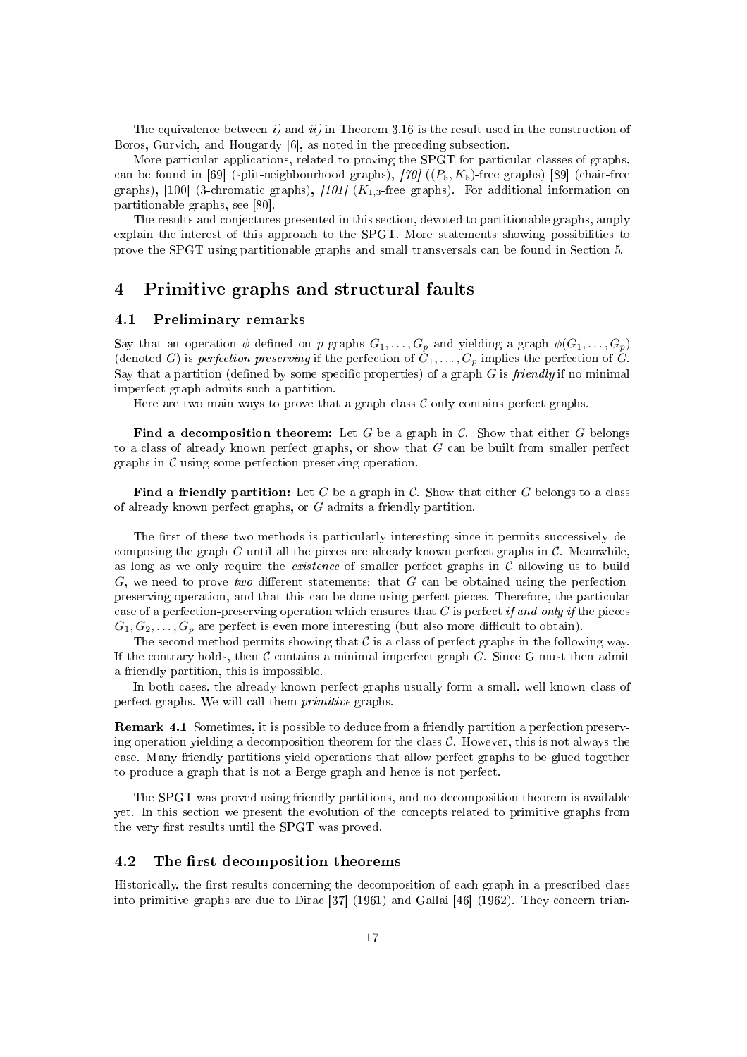The equivalence between *i)* and *ii)* in Theorem 3.16 is the result used in the construction of Boros, Gurvich, and Hougardy [6], as noted in the preceding subsection.

More particular applications, related to proving the SPGT for particular classes of graphs, can be found in [69] (split-neighbourhood graphs), *[70]* (($P_5, K_5$)-free graphs) [89] (chair-free graphs), [100] (3-chromatic graphs), *[101]* ($K_{1,3}$-free graphs). For additional information on partitionable graphs, see [80].

The results and conjectures presented in this section, devoted to partitionable graphs, amply explain the interest of this approach to the SPGT. More statements showing possibilities to prove the SPGT using partitionable graphs and small transversals can be found in Section 5.

# 4 Primitive graphs and structural faults

## 4.1 Preliminary remarks

Say that an operation $\phi$ defined on $p$ graphs $G_1, \ldots, G_p$ and yielding a graph $\phi(G_1, \ldots, G_p)$ (denoted $G$) is *perfection preserving* if the perfection of $G_1, \ldots, G_p$ implies the perfection of $G$. Say that a partition (defined by some specific properties) of a graph $G$ is *friendly* if no minimal imperfect graph admits such a partition.

Here are two main ways to prove that a graph class $\mathcal{C}$ only contains perfect graphs.

**Find a decomposition theorem:** Let $G$ be a graph in $\mathcal{C}$. Show that either $G$ belongs to a class of already known perfect graphs, or show that $G$ can be built from smaller perfect graphs in $\mathcal{C}$ using some perfection preserving operation.

**Find a friendly partition:** Let $G$ be a graph in $\mathcal{C}$. Show that either $G$ belongs to a class of already known perfect graphs, or $G$ admits a friendly partition.

The first of these two methods is particularly interesting since it permits successively decomposing the graph $G$ until all the pieces are already known perfect graphs in $\mathcal{C}$. Meanwhile, as long as we only require the *existence* of smaller perfect graphs in $\mathcal{C}$ allowing us to build $G$, we need to prove *two* different statements: that $G$ can be obtained using the perfection-preserving operation, and that this can be done using perfect pieces. Therefore, the particular case of a perfection-preserving operation which ensures that $G$ is perfect *if and only if* the pieces $G_1, G_2, \ldots, G_p$ are perfect is even more interesting (but also more difficult to obtain).

The second method permits showing that $\mathcal{C}$ is a class of perfect graphs in the following way. If the contrary holds, then $\mathcal{C}$ contains a minimal imperfect graph $G$. Since G must then admit a friendly partition, this is impossible.

In both cases, the already known perfect graphs usually form a small, well known class of perfect graphs. We will call them *primitive* graphs.

**Remark 4.1** Sometimes, it is possible to deduce from a friendly partition a perfection preserving operation yielding a decomposition theorem for the class $\mathcal{C}$. However, this is not always the case. Many friendly partitions yield operations that allow perfect graphs to be glued together to produce a graph that is not a Berge graph and hence is not perfect.

The SPGT was proved using friendly partitions, and no decomposition theorem is available yet. In this section we present the evolution of the concepts related to primitive graphs from the very first results until the SPGT was proved.

## 4.2 The first decomposition theorems

Historically, the first results concerning the decomposition of each graph in a prescribed class into primitive graphs are due to Dirac [37] (1961) and Gallai [46] (1962). They concern trian-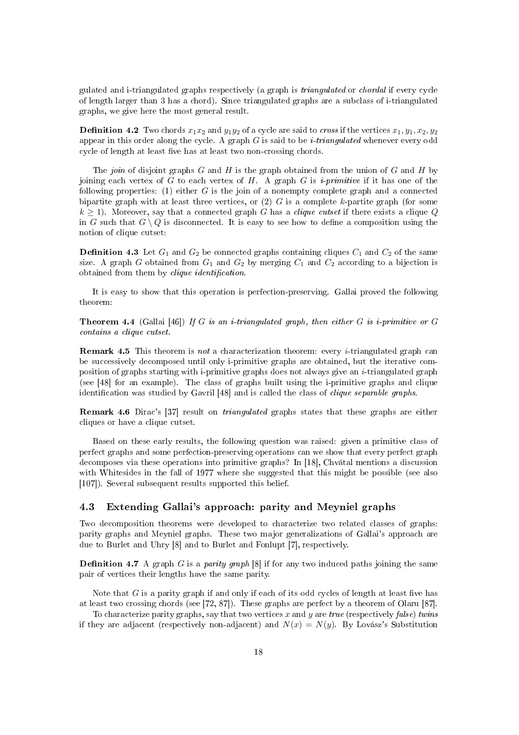gulated and i-triangulated graphs respectively (a graph is *triangulated* or *chordal* if every cycle of length larger than 3 has a chord). Since triangulated graphs are a subclass of i-triangulated graphs, we give here the most general result.

**Definition 4.2** Two chords $x_1x_2$ and $y_1y_2$ of a cycle are said to *cross* if the vertices $x_1, y_1, x_2, y_2$ appear in this order along the cycle. A graph $G$ is said to be *i-triangulated* whenever every odd cycle of length at least five has at least two non-crossing chords.

The *join* of disjoint graphs $G$ and $H$ is the graph obtained from the union of $G$ and $H$ by joining each vertex of $G$ to each vertex of $H$. A graph $G$ is *i-primitive* if it has one of the following properties: (1) either $G$ is the join of a nonempty complete graph and a connected bipartite graph with at least three vertices, or (2) $G$ is a complete $k$-partite graph (for some $k \geq 1$). Moreover, say that a connected graph $G$ has a *clique cutset* if there exists a clique $Q$ in $G$ such that $G \setminus Q$ is disconnected. It is easy to see how to define a composition using the notion of clique cutset:

**Definition 4.3** Let $G_1$ and $G_2$ be connected graphs containing cliques $C_1$ and $C_2$ of the same size. A graph $G$ obtained from $G_1$ and $G_2$ by merging $C_1$ and $C_2$ according to a bijection is obtained from them by *clique identification*.

It is easy to show that this operation is perfection-preserving. Gallai proved the following theorem:

**Theorem 4.4** (Gallai [46]) *If $G$ is an i-triangulated graph, then either $G$ is i-primitive or $G$ contains a clique cutset.*

**Remark 4.5** This theorem is *not* a characterization theorem: every $i$-triangulated graph can be successively decomposed until only i-primitive graphs are obtained, but the iterative composition of graphs starting with i-primitive graphs does not always give an $i$-triangulated graph (see [48] for an example). The class of graphs built using the i-primitive graphs and clique identification was studied by Gavril [48] and is called the class of *clique separable graphs*.

**Remark 4.6** Dirac's [37] result on *triangulated* graphs states that these graphs are either cliques or have a clique cutset.

Based on these early results, the following question was raised: given a primitive class of perfect graphs and some perfection-preserving operations can we show that every perfect graph decomposes via these operations into primitive graphs? In [18], Chvátal mentions a discussion with Whitesides in the fall of 1977 where she suggested that this might be possible (see also [107]). Several subsequent results supported this belief.

## 4.3 Extending Gallai's approach: parity and Meyniel graphs

Two decomposition theorems were developed to characterize two related classes of graphs: parity graphs and Meyniel graphs. These two major generalizations of Gallai's approach are due to Burlet and Uhry [8] and to Burlet and Fonlupt [7], respectively.

**Definition 4.7** A graph $G$ is a *parity graph* [8] if for any two induced paths joining the same pair of vertices their lengths have the same parity.

Note that $G$ is a parity graph if and only if each of its odd cycles of length at least five has at least two crossing chords (see [72, 87]). These graphs are perfect by a theorem of Olaru [87].

To characterize parity graphs, say that two vertices $x$ and $y$ are *true* (respectively *false*) *twins* if they are adjacent (respectively non-adjacent) and $N(x) = N(y)$. By Lovász's Substitution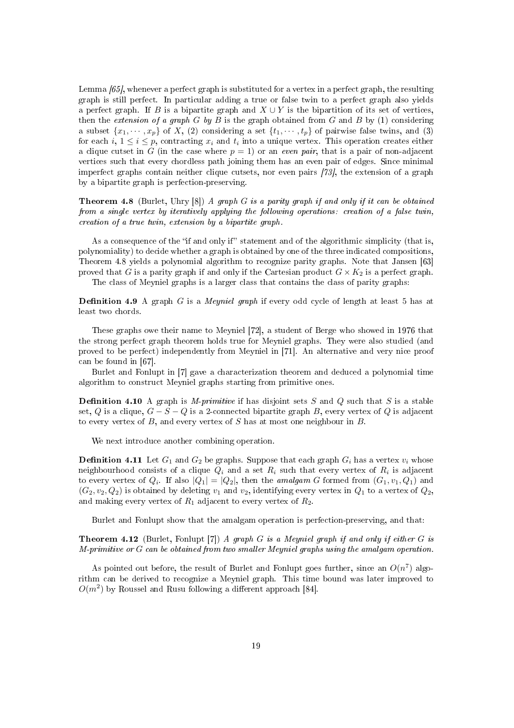Lemma *[65]*, whenever a perfect graph is substituted for a vertex in a perfect graph, the resulting graph is still perfect. In particular adding a true or false twin to a perfect graph also yields a perfect graph. If $B$ is a bipartite graph and $X \cup Y$ is the bipartition of its set of vertices, then the *extension of a graph $G$ by $B$* is the graph obtained from $G$ and $B$ by (1) considering a subset $\{x_1, \cdots, x_p\}$ of $X$, (2) considering a set $\{t_1, \cdots, t_p\}$ of pairwise false twins, and (3) for each $i$, $1 \leq i \leq p$, contracting $x_i$ and $t_i$ into a unique vertex. This operation creates either a clique cutset in $G$ (in the case where $p = 1$) or an *even pair*, that is a pair of non-adjacent vertices such that every chordless path joining them has an even pair of edges. Since minimal imperfect graphs contain neither clique cutsets, nor even pairs *[73]*, the extension of a graph by a bipartite graph is perfection-preserving.

**Theorem 4.8** (Burlet, Uhry [8]) *A graph $G$ is a parity graph if and only if it can be obtained from a single vertex by iteratively applying the following operations: creation of a false twin, creation of a true twin, extension by a bipartite graph.*

As a consequence of the "if and only if" statement and of the algorithmic simplicity (that is, polynomiality) to decide whether a graph is obtained by one of the three indicated compositions, Theorem 4.8 yields a polynomial algorithm to recognize parity graphs. Note that Jansen [63] proved that $G$ is a parity graph if and only if the Cartesian product $G \times K_2$ is a perfect graph.

The class of Meyniel graphs is a larger class that contains the class of parity graphs:

**Definition 4.9** A graph $G$ is a *Meyniel graph* if every odd cycle of length at least 5 has at least two chords.

These graphs owe their name to Meyniel [72], a student of Berge who showed in 1976 that the strong perfect graph theorem holds true for Meyniel graphs. They were also studied (and proved to be perfect) independently from Meyniel in [71]. An alternative and very nice proof can be found in [67].

Burlet and Fonlupt in [7] gave a characterization theorem and deduced a polynomial time algorithm to construct Meyniel graphs starting from primitive ones.

**Definition 4.10** A graph is *M-primitive* if has disjoint sets $S$ and $Q$ such that $S$ is a stable set, $Q$ is a clique, $G - S - Q$ is a 2-connected bipartite graph $B$, every vertex of $Q$ is adjacent to every vertex of $B$, and every vertex of $S$ has at most one neighbour in $B$.

We next introduce another combining operation.

**Definition 4.11** Let $G_1$ and $G_2$ be graphs. Suppose that each graph $G_i$ has a vertex $v_i$ whose neighbourhood consists of a clique $Q_i$ and a set $R_i$ such that every vertex of $R_i$ is adjacent to every vertex of $Q_i$. If also $|Q_1| = |Q_2|$, then the *amalgam* $G$ formed from $(G_1, v_1, Q_1)$ and $(G_2, v_2, Q_2)$ is obtained by deleting $v_1$ and $v_2$, identifying every vertex in $Q_1$ to a vertex of $Q_2$, and making every vertex of $R_1$ adjacent to every vertex of $R_2$.

Burlet and Fonlupt show that the amalgam operation is perfection-preserving, and that:

**Theorem 4.12** (Burlet, Fonlupt [7]) *A graph $G$ is a Meyniel graph if and only if either $G$ is M-primitive or $G$ can be obtained from two smaller Meyniel graphs using the amalgam operation.*

As pointed out before, the result of Burlet and Fonlupt goes further, since an $O(n^7)$ algorithm can be derived to recognize a Meyniel graph. This time bound was later improved to $O(m^2)$ by Roussel and Rusu following a different approach [84].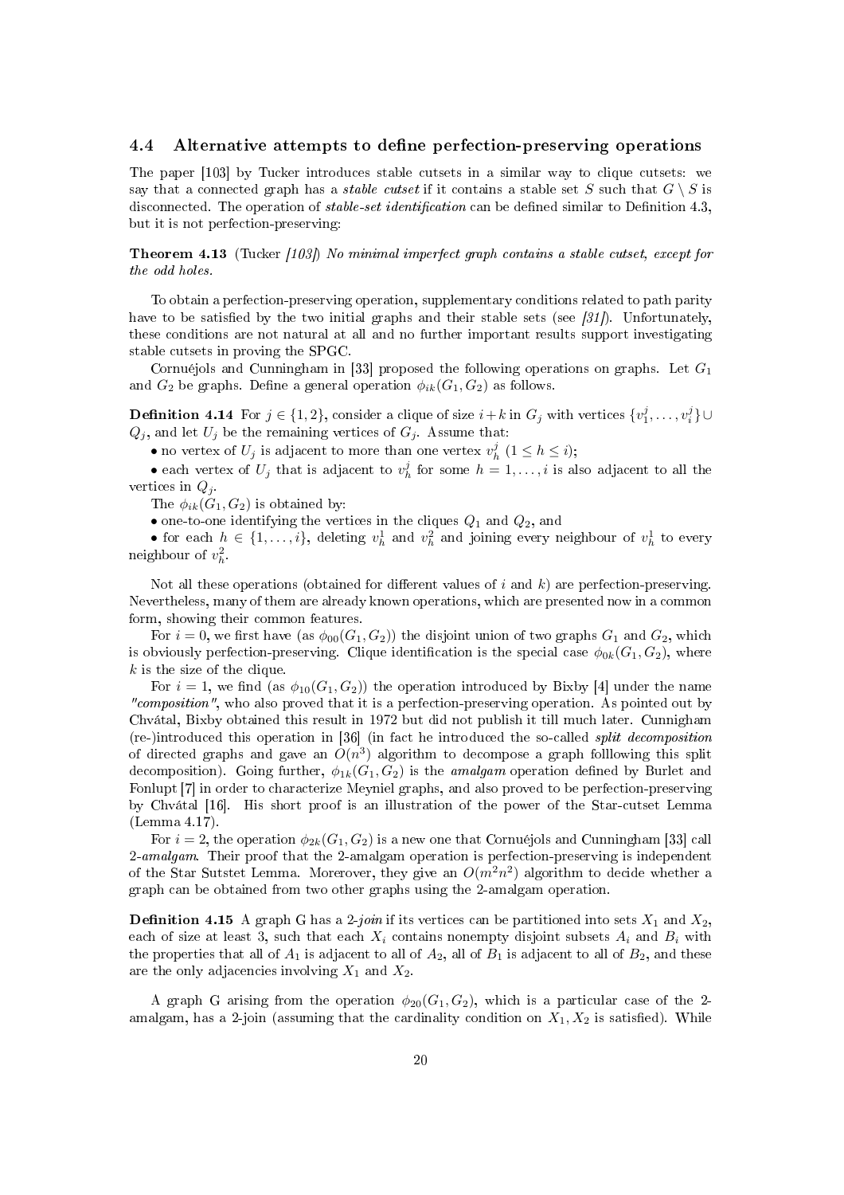### 4.4 Alternative attempts to define perfection-preserving operations

The paper [103] by Tucker introduces stable cutsets in a similar way to clique cutsets: we say that a connected graph has a *stable cutset* if it contains a stable set $S$ such that $G \setminus S$ is disconnected. The operation of *stable-set identification* can be defined similar to Definition 4.3, but it is not perfection-preserving:

**Theorem 4.13** (Tucker [103]) *No minimal imperfect graph contains a stable cutset, except for the odd holes.*

To obtain a perfection-preserving operation, supplementary conditions related to path parity have to be satisfied by the two initial graphs and their stable sets (see [31]). Unfortunately, these conditions are not natural at all and no further important results support investigating stable cutsets in proving the SPGC.

Cornuéjols and Cunningham in [33] proposed the following operations on graphs. Let $G_1$ and $G_2$ be graphs. Define a general operation $\phi_{ik}(G_1, G_2)$ as follows.

**Definition 4.14** For $j \in \{1, 2\}$, consider a clique of size $i+k$ in $G_j$ with vertices $\{v_1^j, \ldots, v_i^j\} \cup Q_j$, and let $U_j$ be the remaining vertices of $G_j$. Assume that:

- no vertex of $U_j$ is adjacent to more than one vertex $v_h^j$ $(1 \leq h \leq i)$;
- each vertex of $U_j$ that is adjacent to $v_h^j$ for some $h = 1, \ldots, i$ is also adjacent to all the vertices in $Q_j$.

The $\phi_{ik}(G_1, G_2)$ is obtained by:

- one-to-one identifying the vertices in the cliques $Q_1$ and $Q_2$, and
- for each $h \in \{1, \ldots, i\}$, deleting $v_h^1$ and $v_h^2$ and joining every neighbour of $v_h^1$ to every neighbour of $v_h^2$.

Not all these operations (obtained for different values of $i$ and $k$) are perfection-preserving. Nevertheless, many of them are already known operations, which are presented now in a common form, showing their common features.

For $i = 0$, we first have (as $\phi_{00}(G_1, G_2)$) the disjoint union of two graphs $G_1$ and $G_2$, which is obviously perfection-preserving. Clique identification is the special case $\phi_{0k}(G_1, G_2)$, where $k$ is the size of the clique.

For $i = 1$, we find (as $\phi_{10}(G_1, G_2)$) the operation introduced by Bixby [4] under the name *"composition"*, who also proved that it is a perfection-preserving operation. As pointed out by Chvátal, Bixby obtained this result in 1972 but did not publish it till much later. Cunnigham (re-)introduced this operation in [36] (in fact he introduced the so-called *split decomposition* of directed graphs and gave an $O(n^3)$ algorithm to decompose a graph folllowing this split decomposition). Going further, $\phi_{1k}(G_1, G_2)$ is the *amalgam* operation defined by Burlet and Fonlupt [7] in order to characterize Meyniel graphs, and also proved to be perfection-preserving by Chvátal [16]. His short proof is an illustration of the power of the Star-cutset Lemma (Lemma 4.17).

For $i = 2$, the operation $\phi_{2k}(G_1, G_2)$ is a new one that Cornuéjols and Cunningham [33] call *2-amalgam*. Their proof that the 2-amalgam operation is perfection-preserving is independent of the Star Sutstet Lemma. Mrerover, they give an $O(m^2n^2)$ algorithm to decide whether a graph can be obtained from two other graphs using the 2-amalgam operation.

**Definition 4.15** A graph G has a *2-join* if its vertices can be partitioned into sets $X_1$ and $X_2$, each of size at least 3, such that each $X_i$ contains nonempty disjoint subsets $A_i$ and $B_i$ with the properties that all of $A_1$ is adjacent to all of $A_2$, all of $B_1$ is adjacent to all of $B_2$, and these are the only adjacencies involving $X_1$ and $X_2$.

A graph G arising from the operation $\phi_{20}(G_1, G_2)$, which is a particular case of the 2-amalgam, has a 2-join (assuming that the cardinality condition on $X_1, X_2$ is satisfied). While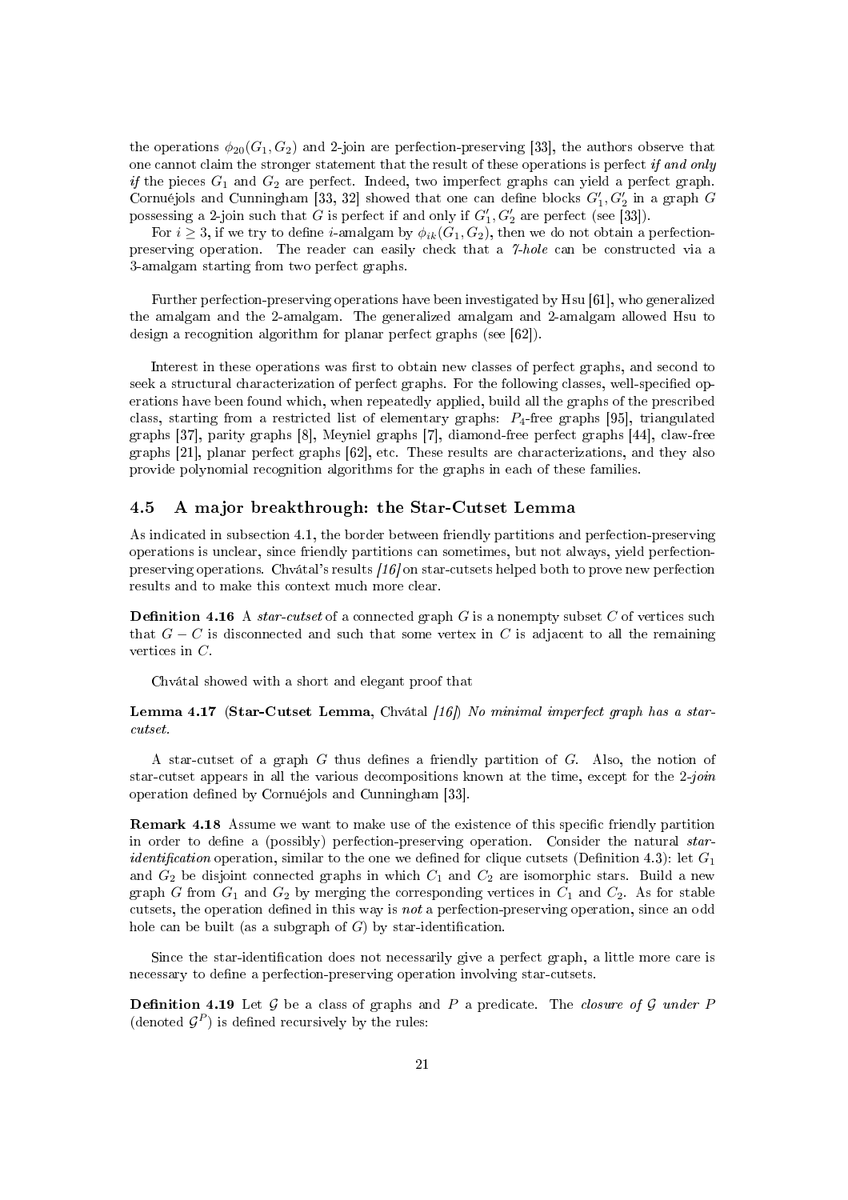the operations $\phi_{20}(G_1, G_2)$ and 2-join are perfection-preserving [33], the authors observe that one cannot claim the stronger statement that the result of these operations is perfect *if and only if* the pieces $G_1$ and $G_2$ are perfect. Indeed, two imperfect graphs can yield a perfect graph. Cornuéjols and Cunningham [33, 32] showed that one can define blocks $G_1', G_2'$ in a graph $G$ possessing a 2-join such that $G$ is perfect if and only if $G_1', G_2'$ are perfect (see [33]).

For $i \geq 3$, if we try to define $i$-amalgam by $\phi_{ik}(G_1, G_2)$, then we do not obtain a perfection-preserving operation. The reader can easily check that a *7-hole* can be constructed via a 3-amalgam starting from two perfect graphs.

Further perfection-preserving operations have been investigated by Hsu [61], who generalized the amalgam and the 2-amalgam. The generalized amalgam and 2-amalgam allowed Hsu to design a recognition algorithm for planar perfect graphs (see [62]).

Interest in these operations was first to obtain new classes of perfect graphs, and second to seek a structural characterization of perfect graphs. For the following classes, well-specified operations have been found which, when repeatedly applied, build all the graphs of the prescribed class, starting from a restricted list of elementary graphs: $P_4$-free graphs [95], triangulated graphs [37], parity graphs [8], Meyniel graphs [7], diamond-free perfect graphs [44], claw-free graphs [21], planar perfect graphs [62], etc. These results are characterizations, and they also provide polynomial recognition algorithms for the graphs in each of these families.

## 4.5 A major breakthrough: the Star-Cutset Lemma

As indicated in subsection 4.1, the border between friendly partitions and perfection-preserving operations is unclear, since friendly partitions can sometimes, but not always, yield perfection-preserving operations. Chvátal's results *[16]* on star-cutsets helped both to prove new perfection results and to make this context much more clear.

**Definition 4.16** A *star-cutset* of a connected graph $G$ is a nonempty subset $C$ of vertices such that $G - C$ is disconnected and such that some vertex in $C$ is adjacent to all the remaining vertices in $C$.

Chvátal showed with a short and elegant proof that

**Lemma 4.17 (Star-Cutset Lemma**, Chvátal *[16]*) *No minimal imperfect graph has a star-cutset.*

A star-cutset of a graph $G$ thus defines a friendly partition of $G$. Also, the notion of star-cutset appears in all the various decompositions known at the time, except for the *2-join* operation defined by Cornuéjols and Cunningham [33].

**Remark 4.18** Assume we want to make use of the existence of this specific friendly partition in order to define a (possibly) perfection-preserving operation. Consider the natural *star-identification* operation, similar to the one we defined for clique cutsets (Definition 4.3): let $G_1$ and $G_2$ be disjoint connected graphs in which $C_1$ and $C_2$ are isomorphic stars. Build a new graph $G$ from $G_1$ and $G_2$ by merging the corresponding vertices in $C_1$ and $C_2$. As for stable cutsets, the operation defined in this way is *not* a perfection-preserving operation, since an odd hole can be built (as a subgraph of $G$) by star-identification.

Since the star-identification does not necessarily give a perfect graph, a little more care is necessary to define a perfection-preserving operation involving star-cutsets.

**Definition 4.19** Let $\mathcal{G}$ be a class of graphs and $P$ a predicate. The *closure of $\mathcal{G}$ under $P$* (denoted $\mathcal{G}^P$) is defined recursively by the rules: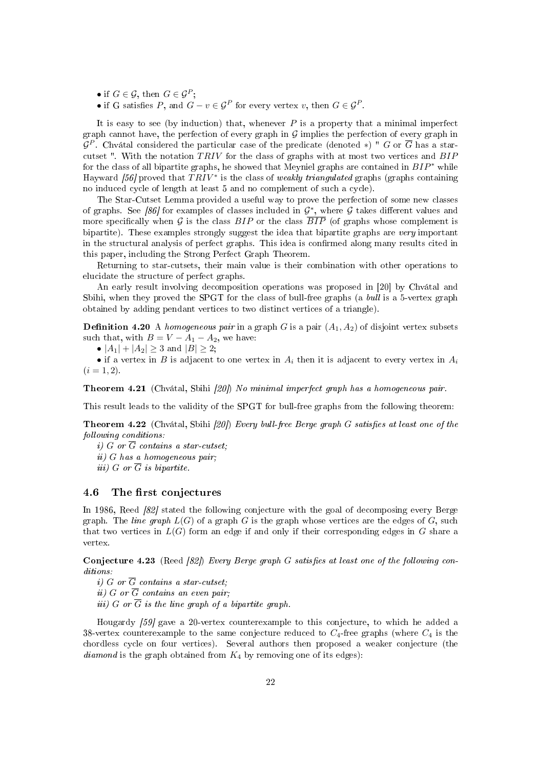- if $G \in \mathcal{G}$, then $G \in \mathcal{G}^P$;
- if G satisfies $P$, and $G - v \in \mathcal{G}^P$ for every vertex $v$, then $G \in \mathcal{G}^P$.

It is easy to see (by induction) that, whenever $P$ is a property that a minimal imperfect graph cannot have, the perfection of every graph in $\mathcal{G}$ implies the perfection of every graph in $\mathcal{G}^P$. Chvátal considered the particular case of the predicate (denoted $*$) " $G$ or $\overline{G}$ has a star-cutset ". With the notation $TRIV$ for the class of graphs with at most two vertices and $BIP$ for the class of all bipartite graphs, he showed that Meyniel graphs are contained in $BIP^*$ while Hayward *[56]* proved that $TRIV^*$ is the class of *weakly triangulated* graphs (graphs containing no induced cycle of length at least 5 and no complement of such a cycle).

The Star-Cutset Lemma provided a useful way to prove the perfection of some new classes of graphs. See *[86]* for examples of classes included in $\mathcal{G}^*$, where $\mathcal{G}$ takes different values and more specifically when $\mathcal{G}$ is the class $BIP$ or the class $\overline{BIP}$ (of graphs whose complement is bipartite). These examples strongly suggest the idea that bipartite graphs are *very* important in the structural analysis of perfect graphs. This idea is confirmed along many results cited in this paper, including the Strong Perfect Graph Theorem.

Returning to star-cutsets, their main value is their combination with other operations to elucidate the structure of perfect graphs.

An early result involving decomposition operations was proposed in [20] by Chvátal and Sbihi, when they proved the SPGT for the class of bull-free graphs (a *bull* is a 5-vertex graph obtained by adding pendant vertices to two distinct vertices of a triangle).

**Definition 4.20** A *homogeneous pair* in a graph $G$ is a pair $(A_1, A_2)$ of disjoint vertex subsets such that, with $B = V - A_1 - A_2$, we have:

- $|A_1| + |A_2| \geq 3$ and $|B| \geq 2$;
- if a vertex in $B$ is adjacent to one vertex in $A_i$ then it is adjacent to every vertex in $A_i$ $(i = 1, 2)$.

**Theorem 4.21** (Chvátal, Sbihi *[20]*) *No minimal imperfect graph has a homogeneous pair.*

This result leads to the validity of the SPGT for bull-free graphs from the following theorem:

**Theorem 4.22** (Chvátal, Sbihi *[20]*) *Every bull-free Berge graph $G$ satisfies at least one of the following conditions:*

*i) $G$ or $\overline{G}$ contains a star-cutset;*
*ii) $G$ has a homogeneous pair;*
*iii) $G$ or $\overline{G}$ is bipartite.*

### 4.6 The first conjectures

In 1986, Reed *[82]* stated the following conjecture with the goal of decomposing every Berge graph. The *line graph* $L(G)$ of a graph $G$ is the graph whose vertices are the edges of $G$, such that two vertices in $L(G)$ form an edge if and only if their corresponding edges in $G$ share a vertex.

**Conjecture 4.23** (Reed *[82]*) *Every Berge graph $G$ satisfies at least one of the following conditions:*

*i) $G$ or $\overline{G}$ contains a star-cutset;*
*ii) $G$ or $\overline{G}$ contains an even pair;*
*iii) $G$ or $\overline{G}$ is the line graph of a bipartite graph.*

Hougardy *[59]* gave a 20-vertex counterexample to this conjecture, to which he added a 38-vertex counterexample to the same conjecture reduced to $C_4$-free graphs (where $C_4$ is the chordless cycle on four vertices). Several authors then proposed a weaker conjecture (the *diamond* is the graph obtained from $K_4$ by removing one of its edges):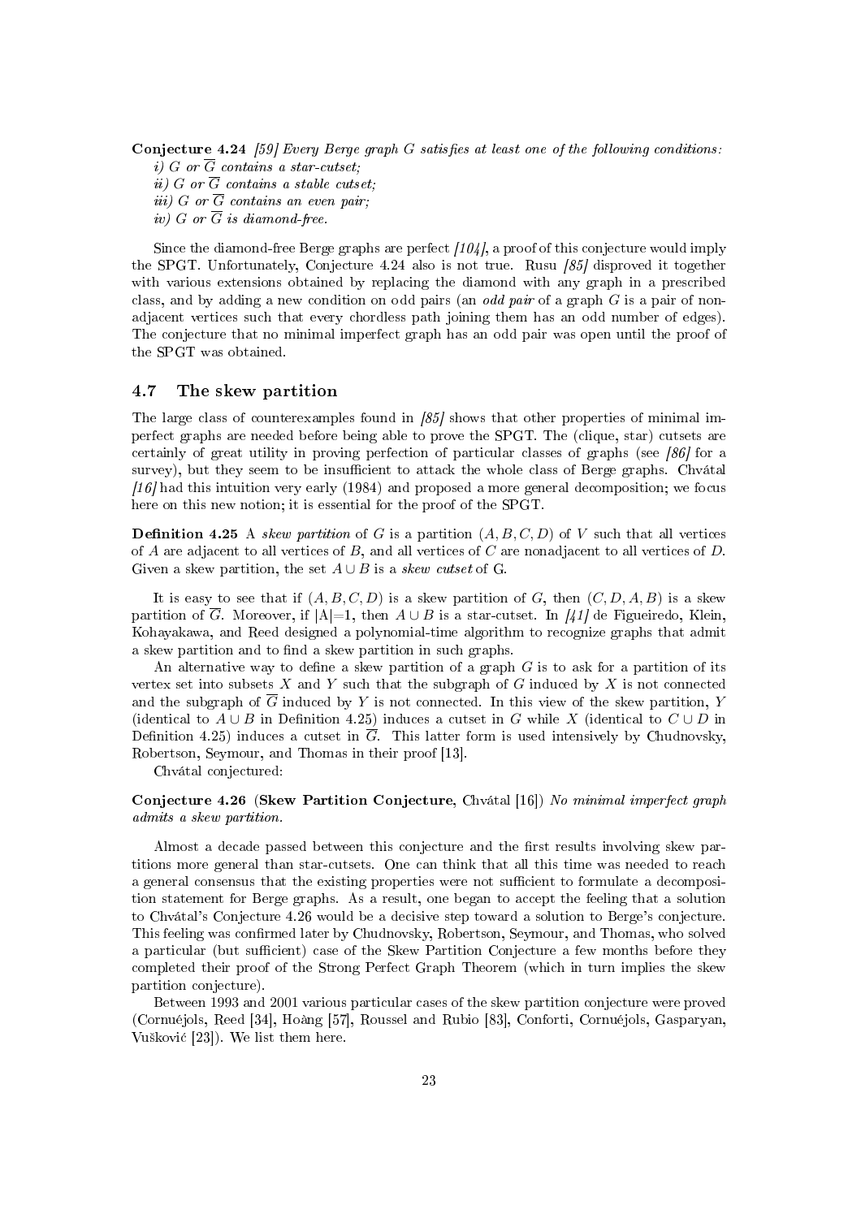**Conjecture 4.24** *[59] Every Berge graph $G$ satisfies at least one of the following conditions:*
*i) $G$ or $\overline{G}$ contains a star-cutset;*
*ii) $G$ or $\overline{G}$ contains a stable cutset;*
*iii) $G$ or $\overline{G}$ contains an even pair;*
*iv) $G$ or $\overline{G}$ is diamond-free.*

Since the diamond-free Berge graphs are perfect *[104]*, a proof of this conjecture would imply the SPGT. Unfortunately, Conjecture 4.24 also is not true. Rusu *[85]* disproved it together with various extensions obtained by replacing the diamond with any graph in a prescribed class, and by adding a new condition on odd pairs (an *odd pair* of a graph $G$ is a pair of non-adjacent vertices such that every chordless path joining them has an odd number of edges). The conjecture that no minimal imperfect graph has an odd pair was open until the proof of the SPGT was obtained.

## 4.7 The skew partition

The large class of counterexamples found in *[85]* shows that other properties of minimal imperfect graphs are needed before being able to prove the SPGT. The (clique, star) cutsets are certainly of great utility in proving perfection of particular classes of graphs (see *[86]* for a survey), but they seem to be insufficient to attack the whole class of Berge graphs. Chvátal *[16]* had this intuition very early (1984) and proposed a more general decomposition; we focus here on this new notion; it is essential for the proof of the SPGT.

**Definition 4.25** A *skew partition* of $G$ is a partition $(A, B, C, D)$ of $V$ such that all vertices of $A$ are adjacent to all vertices of $B$, and all vertices of $C$ are nonadjacent to all vertices of $D$. Given a skew partition, the set $A \cup B$ is a *skew cutset* of G.

It is easy to see that if $(A, B, C, D)$ is a skew partition of $G$, then $(C, D, A, B)$ is a skew partition of $\overline{G}$. Moreover, if $|A|=1$, then $A \cup B$ is a star-cutset. In *[41]* de Figueiredo, Klein, Kohayakawa, and Reed designed a polynomial-time algorithm to recognize graphs that admit a skew partition and to find a skew partition in such graphs.

An alternative way to define a skew partition of a graph $G$ is to ask for a partition of its vertex set into subsets $X$ and $Y$ such that the subgraph of $G$ induced by $X$ is not connected and the subgraph of $\overline{G}$ induced by $Y$ is not connected. In this view of the skew partition, $Y$ (identical to $A \cup B$ in Definition 4.25) induces a cutset in $G$ while $X$ (identical to $C \cup D$ in Definition 4.25) induces a cutset in $\overline{G}$. This latter form is used intensively by Chudnovsky, Robertson, Seymour, and Thomas in their proof [13].

Chvátal conjectured:

**Conjecture 4.26** (**Skew Partition Conjecture**, Chvátal [16]) *No minimal imperfect graph admits a skew partition.*

Almost a decade passed between this conjecture and the first results involving skew partitions more general than star-cutsets. One can think that all this time was needed to reach a general consensus that the existing properties were not sufficient to formulate a decomposition statement for Berge graphs. As a result, one began to accept the feeling that a solution to Chvátal's Conjecture 4.26 would be a decisive step toward a solution to Berge's conjecture. This feeling was confirmed later by Chudnovsky, Robertson, Seymour, and Thomas, who solved a particular (but sufficient) case of the Skew Partition Conjecture a few months before they completed their proof of the Strong Perfect Graph Theorem (which in turn implies the skew partition conjecture).

Between 1993 and 2001 various particular cases of the skew partition conjecture were proved (Cornuéjols, Reed [34], Hoàng [57], Roussel and Rubio [83], Conforti, Cornuéjols, Gasparyan, Vušković [23]). We list them here.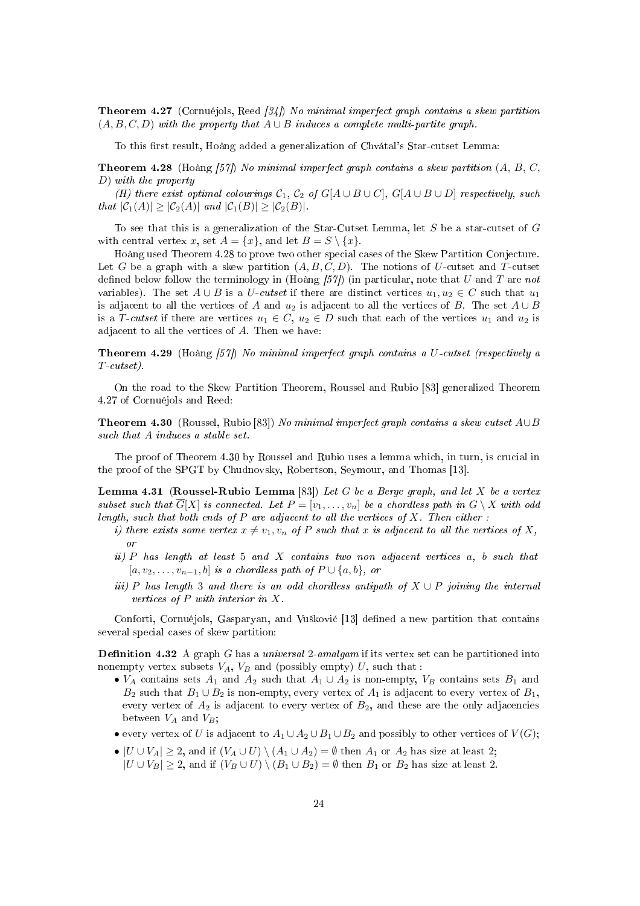**Theorem 4.27** (Cornuéjols, Reed [34]) *No minimal imperfect graph contains a skew partition $(A, B, C, D)$ with the property that $A \cup B$ induces a complete multi-partite graph.*

To this first result, Hoàng added a generalization of Chvátal's Star-cutset Lemma:

**Theorem 4.28** (Hoàng [57]) *No minimal imperfect graph contains a skew partition $(A, B, C, D)$ with the property*

*(H) there exist optimal colourings $\mathcal{C}_1$, $\mathcal{C}_2$ of $G[A \cup B \cup C]$, $G[A \cup B \cup D]$ respectively, such that $|\mathcal{C}_1(A)| \geq |\mathcal{C}_2(A)|$ and $|\mathcal{C}_1(B)| \geq |\mathcal{C}_2(B)|$.*

To see that this is a generalization of the Star-Cutset Lemma, let $S$ be a star-cutset of $G$ with central vertex $x$, set $A = \{x\}$, and let $B = S \setminus \{x\}$.

Hoàng used Theorem 4.28 to prove two other special cases of the Skew Partition Conjecture. Let $G$ be a graph with a skew partition $(A, B, C, D)$. The notions of $U$-cutset and $T$-cutset defined below follow the terminology in (Hoàng [57]) (in particular, note that $U$ and $T$ are *not* variables). The set $A \cup B$ is a *$U$-cutset* if there are distinct vertices $u_1, u_2 \in C$ such that $u_1$ is adjacent to all the vertices of $A$ and $u_2$ is adjacent to all the vertices of $B$. The set $A \cup B$ is a *$T$-cutset* if there are vertices $u_1 \in C$, $u_2 \in D$ such that each of the vertices $u_1$ and $u_2$ is adjacent to all the vertices of $A$. Then we have:

**Theorem 4.29** (Hoàng [57]) *No minimal imperfect graph contains a $U$-cutset (respectively a $T$-cutset).*

On the road to the Skew Partition Theorem, Roussel and Rubio [83] generalized Theorem 4.27 of Cornuéjols and Reed:

**Theorem 4.30** (Roussel, Rubio [83]) *No minimal imperfect graph contains a skew cutset $A \cup B$ such that $A$ induces a stable set.*

The proof of Theorem 4.30 by Roussel and Rubio uses a lemma which, in turn, is crucial in the proof of the SPGT by Chudnovsky, Robertson, Seymour, and Thomas [13].

**Lemma 4.31** (**Roussel-Rubio Lemma** [83]) *Let $G$ be a Berge graph, and let $X$ be a vertex subset such that $\overline{G}[X]$ is connected. Let $P = [v_1, \ldots, v_n]$ be a chordless path in $G \setminus X$ with odd length, such that both ends of $P$ are adjacent to all the vertices of $X$. Then either :*

*i) there exists some vertex $x \neq v_1, v_n$ of $P$ such that $x$ is adjacent to all the vertices of $X$, or*

*ii) $P$ has length at least 5 and $X$ contains two non adjacent vertices $a$, $b$ such that $[a, v_2, \ldots, v_{n-1}, b]$ is a chordless path of $P \cup \{a, b\}$, or*

*iii) $P$ has length 3 and there is an odd chordless antipath of $X \cup P$ joining the internal vertices of $P$ with interior in $X$.*

Conforti, Cornuéjols, Gasparyan, and Vušković [13] defined a new partition that contains several special cases of skew partition:

**Definition 4.32** A graph $G$ has a *universal 2-amalgam* if its vertex set can be partitioned into nonempty vertex subsets $V_A$, $V_B$ and (possibly empty) $U$, such that :

- $V_A$ contains sets $A_1$ and $A_2$ such that $A_1 \cup A_2$ is non-empty, $V_B$ contains sets $B_1$ and $B_2$ such that $B_1 \cup B_2$ is non-empty, every vertex of $A_1$ is adjacent to every vertex of $B_1$, every vertex of $A_2$ is adjacent to every vertex of $B_2$, and these are the only adjacencies between $V_A$ and $V_B$;
- every vertex of $U$ is adjacent to $A_1 \cup A_2 \cup B_1 \cup B_2$ and possibly to other vertices of $V(G)$;
- $|U \cup V_A| \geq 2$, and if $(V_A \cup U) \setminus (A_1 \cup A_2) = \emptyset$ then $A_1$ or $A_2$ has size at least 2;
  $|U \cup V_B| \geq 2$, and if $(V_B \cup U) \setminus (B_1 \cup B_2) = \emptyset$ then $B_1$ or $B_2$ has size at least 2.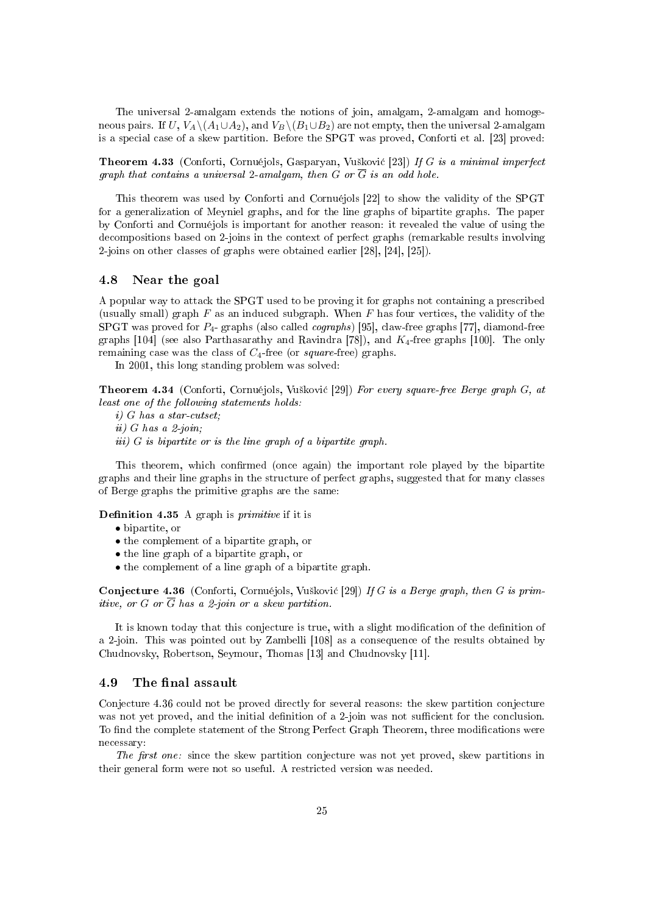The universal 2-amalgam extends the notions of join, amalgam, 2-amalgam and homogeneous pairs. If $U$, $V_A \setminus (A_1 \cup A_2)$, and $V_B \setminus (B_1 \cup B_2)$ are not empty, then the universal 2-amalgam is a special case of a skew partition. Before the SPGT was proved, Conforti et al. [23] proved:

**Theorem 4.33** (Conforti, Cornuéjols, Gasparyan, Vušković [23]) *If $G$ is a minimal imperfect graph that contains a universal 2-amalgam, then $G$ or $\overline{G}$ is an odd hole.*

This theorem was used by Conforti and Cornuéjols [22] to show the validity of the SPGT for a generalization of Meyniel graphs, and for the line graphs of bipartite graphs. The paper by Conforti and Cornuéjols is important for another reason: it revealed the value of using the decompositions based on 2-joins in the context of perfect graphs (remarkable results involving 2-joins on other classes of graphs were obtained earlier [28], [24], [25]).

## 4.8 Near the goal

A popular way to attack the SPGT used to be proving it for graphs not containing a prescribed (usually small) graph $F$ as an induced subgraph. When $F$ has four vertices, the validity of the SPGT was proved for $P_4$- graphs (also called *cographs*) [95], claw-free graphs [77], diamond-free graphs [104] (see also Parthasarathy and Ravindra [78]), and $K_4$-free graphs [100]. The only remaining case was the class of $C_4$-free (or *square*-free) graphs.

In 2001, this long standing problem was solved:

**Theorem 4.34** (Conforti, Cornuéjols, Vušković [29]) *For every square-free Berge graph $G$, at least one of the following statements holds:*

*i) $G$ has a star-cutset;*
*ii) $G$ has a 2-join;*
*iii) $G$ is bipartite or is the line graph of a bipartite graph.*

This theorem, which confirmed (once again) the important role played by the bipartite graphs and their line graphs in the structure of perfect graphs, suggested that for many classes of Berge graphs the primitive graphs are the same:

**Definition 4.35** A graph is *primitive* if it is

- bipartite, or
- the complement of a bipartite graph, or
- the line graph of a bipartite graph, or
- the complement of a line graph of a bipartite graph.

**Conjecture 4.36** (Conforti, Cornuéjols, Vušković [29]) *If $G$ is a Berge graph, then $G$ is primitive, or $G$ or $\overline{G}$ has a 2-join or a skew partition.*

It is known today that this conjecture is true, with a slight modification of the definition of a 2-join. This was pointed out by Zambelli [108] as a consequence of the results obtained by Chudnovsky, Robertson, Seymour, Thomas [13] and Chudnovsky [11].

## 4.9 The final assault

Conjecture 4.36 could not be proved directly for several reasons: the skew partition conjecture was not yet proved, and the initial definition of a 2-join was not sufficient for the conclusion. To find the complete statement of the Strong Perfect Graph Theorem, three modifications were necessary:

*The first one:* since the skew partition conjecture was not yet proved, skew partitions in their general form were not so useful. A restricted version was needed.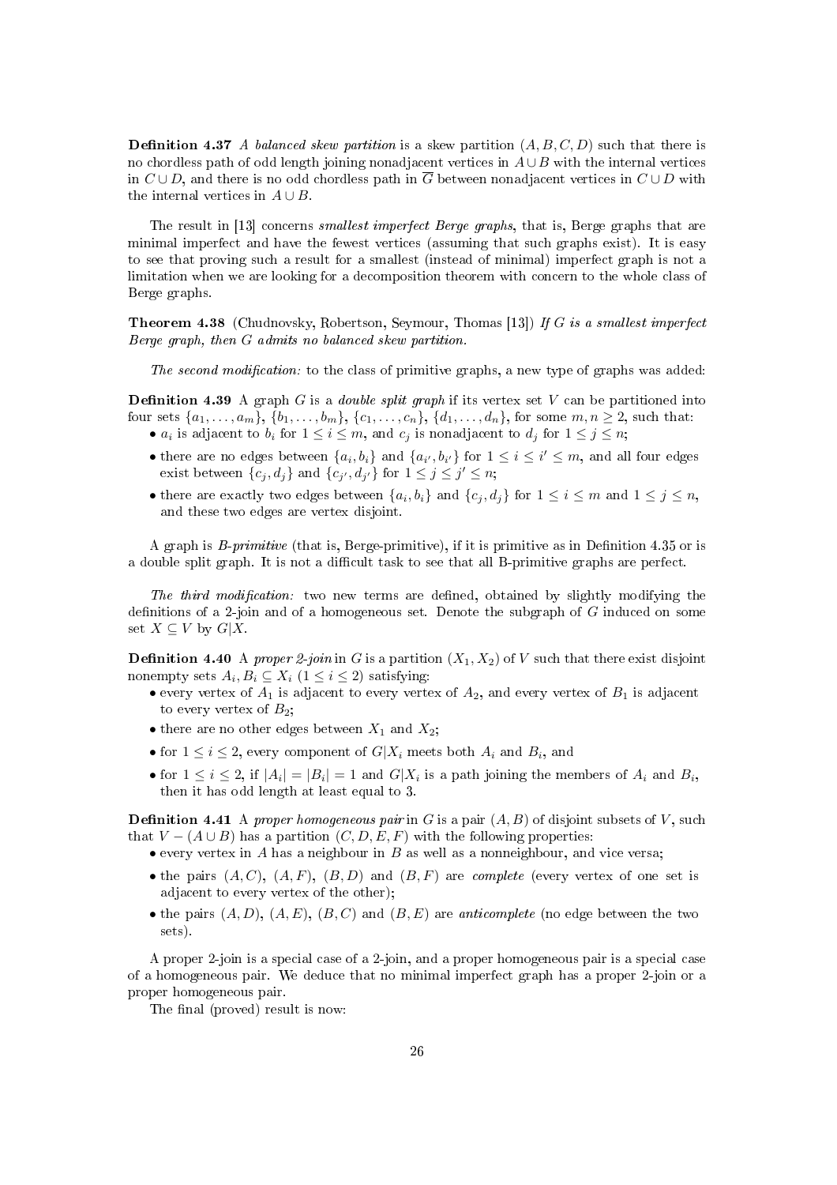**Definition 4.37** *A balanced skew partition* is a skew partition $(A, B, C, D)$ such that there is no chordless path of odd length joining nonadjacent vertices in $A \cup B$ with the internal vertices in $C \cup D$, and there is no odd chordless path in $\overline{G}$ between nonadjacent vertices in $C \cup D$ with the internal vertices in $A \cup B$.

The result in [13] concerns *smallest imperfect Berge graphs*, that is, Berge graphs that are minimal imperfect and have the fewest vertices (assuming that such graphs exist). It is easy to see that proving such a result for a smallest (instead of minimal) imperfect graph is not a limitation when we are looking for a decomposition theorem with concern to the whole class of Berge graphs.

**Theorem 4.38** (Chudnovsky, Robertson, Seymour, Thomas [13]) *If $G$ is a smallest imperfect Berge graph, then $G$ admits no balanced skew partition.*

*The second modification:* to the class of primitive graphs, a new type of graphs was added:

**Definition 4.39** A graph $G$ is a *double split graph* if its vertex set $V$ can be partitioned into four sets $\{a_1, \ldots, a_m\}$, $\{b_1, \ldots, b_m\}$, $\{c_1, \ldots, c_n\}$, $\{d_1, \ldots, d_n\}$, for some $m, n \geq 2$, such that:

- $a_i$ is adjacent to $b_i$ for $1 \leq i \leq m$, and $c_j$ is nonadjacent to $d_j$ for $1 \leq j \leq n$;
- there are no edges between $\{a_i, b_i\}$ and $\{a_{i'}, b_{i'}\}$ for $1 \leq i \leq i' \leq m$, and all four edges exist between $\{c_j, d_j\}$ and $\{c_{j'}, d_{j'}\}$ for $1 \leq j \leq j' \leq n$;
- there are exactly two edges between $\{a_i, b_i\}$ and $\{c_j, d_j\}$ for $1 \leq i \leq m$ and $1 \leq j \leq n$, and these two edges are vertex disjoint.

A graph is *B-primitive* (that is, Berge-primitive), if it is primitive as in Definition 4.35 or is a double split graph. It is not a difficult task to see that all B-primitive graphs are perfect.

*The third modification:* two new terms are defined, obtained by slightly modifying the definitions of a 2-join and of a homogeneous set. Denote the subgraph of $G$ induced on some set $X \subseteq V$ by $G|X$.

**Definition 4.40** A *proper 2-join* in $G$ is a partition $(X_1, X_2)$ of $V$ such that there exist disjoint nonempty sets $A_i, B_i \subseteq X_i$ $(1 \leq i \leq 2)$ satisfying:

- every vertex of $A_1$ is adjacent to every vertex of $A_2$, and every vertex of $B_1$ is adjacent to every vertex of $B_2$;
- there are no other edges between $X_1$ and $X_2$;
- for $1 \leq i \leq 2$, every component of $G|X_i$ meets both $A_i$ and $B_i$, and
- for $1 \leq i \leq 2$, if $|A_i| = |B_i| = 1$ and $G|X_i$ is a path joining the members of $A_i$ and $B_i$, then it has odd length at least equal to 3.

**Definition 4.41** A *proper homogeneous pair* in $G$ is a pair $(A, B)$ of disjoint subsets of $V$, such that $V - (A \cup B)$ has a partition $(C, D, E, F)$ with the following properties:

- every vertex in $A$ has a neighbour in $B$ as well as a nonneighbour, and vice versa;
- the pairs $(A, C)$, $(A, F)$, $(B, D)$ and $(B, F)$ are *complete* (every vertex of one set is adjacent to every vertex of the other);
- the pairs $(A, D)$, $(A, E)$, $(B, C)$ and $(B, E)$ are *anticomplete* (no edge between the two sets).

A proper 2-join is a special case of a 2-join, and a proper homogeneous pair is a special case of a homogeneous pair. We deduce that no minimal imperfect graph has a proper 2-join or a proper homogeneous pair.

The final (proved) result is now: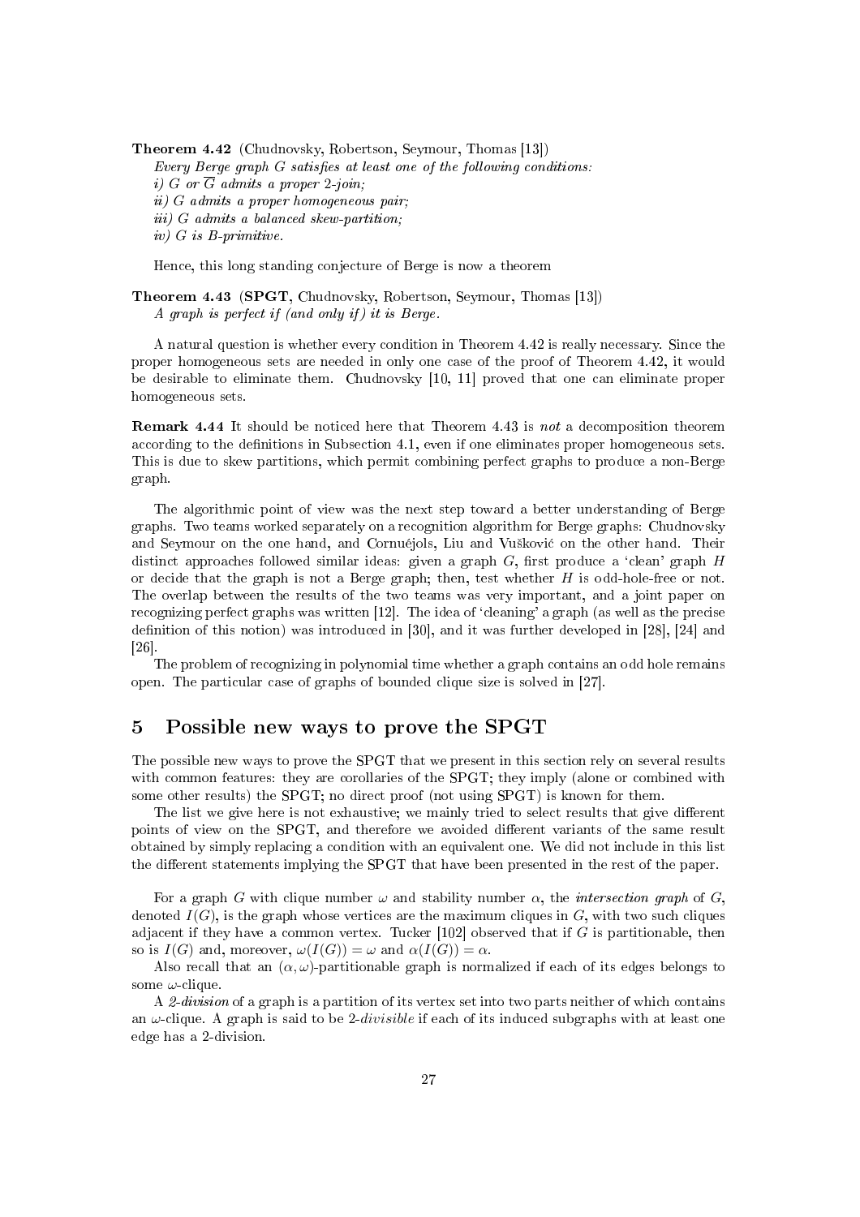**Theorem 4.42** (Chudnovsky, Robertson, Seymour, Thomas [13])
*Every Berge graph $G$ satisfies at least one of the following conditions:*
*i) $G$ or $\overline{G}$ admits a proper 2-join;*
*ii) $G$ admits a proper homogeneous pair;*
*iii) $G$ admits a balanced skew-partition;*
*iv) $G$ is B-primitive.*

Hence, this long standing conjecture of Berge is now a theorem

**Theorem 4.43** (**SPGT**, Chudnovsky, Robertson, Seymour, Thomas [13])
*A graph is perfect if (and only if) it is Berge.*

A natural question is whether every condition in Theorem 4.42 is really necessary. Since the proper homogeneous sets are needed in only one case of the proof of Theorem 4.42, it would be desirable to eliminate them. Chudnovsky [10, 11] proved that one can eliminate proper homogeneous sets.

**Remark 4.44** It should be noticed here that Theorem 4.43 is *not* a decomposition theorem according to the definitions in Subsection 4.1, even if one eliminates proper homogeneous sets. This is due to skew partitions, which permit combining perfect graphs to produce a non-Berge graph.

The algorithmic point of view was the next step toward a better understanding of Berge graphs. Two teams worked separately on a recognition algorithm for Berge graphs: Chudnovsky and Seymour on the one hand, and Cornuéjols, Liu and Vušković on the other hand. Their distinct approaches followed similar ideas: given a graph $G$, first produce a 'clean' graph $H$ or decide that the graph is not a Berge graph; then, test whether $H$ is odd-hole-free or not. The overlap between the results of the two teams was very important, and a joint paper on recognizing perfect graphs was written [12]. The idea of 'cleaning' a graph (as well as the precise definition of this notion) was introduced in [30], and it was further developed in [28], [24] and [26].

The problem of recognizing in polynomial time whether a graph contains an odd hole remains open. The particular case of graphs of bounded clique size is solved in [27].

# 5 Possible new ways to prove the SPGT

The possible new ways to prove the SPGT that we present in this section rely on several results with common features: they are corollaries of the SPGT; they imply (alone or combined with some other results) the SPGT; no direct proof (not using SPGT) is known for them.

The list we give here is not exhaustive; we mainly tried to select results that give different points of view on the SPGT, and therefore we avoided different variants of the same result obtained by simply replacing a condition with an equivalent one. We did not include in this list the different statements implying the SPGT that have been presented in the rest of the paper.

For a graph $G$ with clique number $\omega$ and stability number $\alpha$, the *intersection graph* of $G$, denoted $I(G)$, is the graph whose vertices are the maximum cliques in $G$, with two such cliques adjacent if they have a common vertex. Tucker [102] observed that if $G$ is partitionable, then so is $I(G)$ and, moreover, $\omega(I(G)) = \omega$ and $\alpha(I(G)) = \alpha$.

Also recall that an $(\alpha, \omega)$-partitionable graph is normalized if each of its edges belongs to some $\omega$-clique.

A *2-division* of a graph is a partition of its vertex set into two parts neither of which contains an $\omega$-clique. A graph is said to be *2-divisible* if each of its induced subgraphs with at least one edge has a 2-division.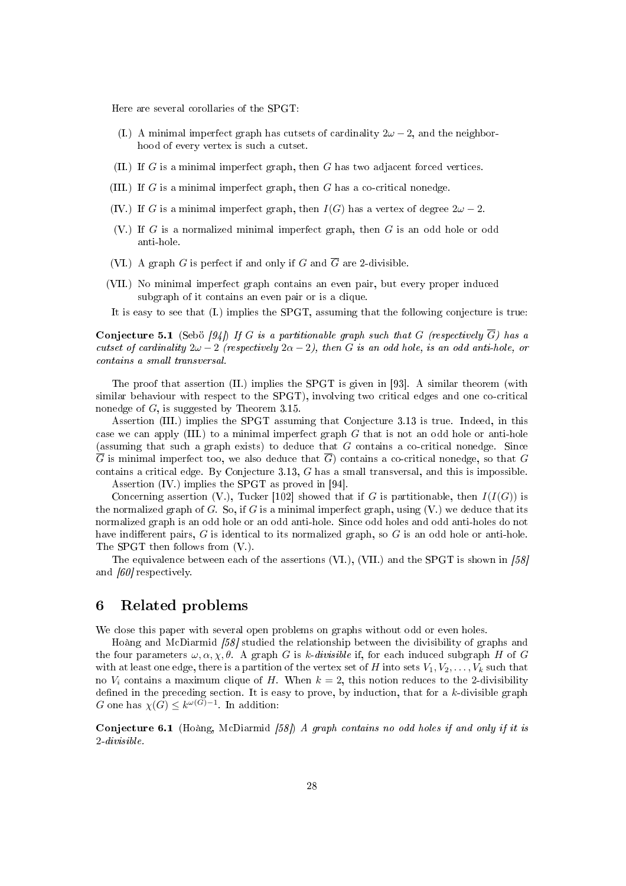Here are several corollaries of the SPGT:

(I.) A minimal imperfect graph has cutsets of cardinality $2\omega - 2$, and the neighborhood of every vertex is such a cutset.

(II.) If $G$ is a minimal imperfect graph, then $G$ has two adjacent forced vertices.

(III.) If $G$ is a minimal imperfect graph, then $G$ has a co-critical nonedge.

(IV.) If $G$ is a minimal imperfect graph, then $I(G)$ has a vertex of degree $2\omega - 2$.

(V.) If $G$ is a normalized minimal imperfect graph, then $G$ is an odd hole or odd anti-hole.

(VI.) A graph $G$ is perfect if and only if $G$ and $\overline{G}$ are 2-divisible.

(VII.) No minimal imperfect graph contains an even pair, but every proper induced subgraph of it contains an even pair or is a clique.

It is easy to see that (I.) implies the SPGT, assuming that the following conjecture is true:

**Conjecture 5.1** (Sebö [94]) *If $G$ is a partitionable graph such that $G$ (respectively $\overline{G}$) has a cutset of cardinality $2\omega - 2$ (respectively $2\alpha - 2$), then $G$ is an odd hole, is an odd anti-hole, or contains a small transversal.*

The proof that assertion (II.) implies the SPGT is given in [93]. A similar theorem (with similar behaviour with respect to the SPGT), involving two critical edges and one co-critical nonedge of $G$, is suggested by Theorem 3.15.

Assertion (III.) implies the SPGT assuming that Conjecture 3.13 is true. Indeed, in this case we can apply (III.) to a minimal imperfect graph $G$ that is not an odd hole or anti-hole (assuming that such a graph exists) to deduce that $G$ contains a co-critical nonedge. Since $\overline{G}$ is minimal imperfect too, we also deduce that $\overline{G}$) contains a co-critical nonedge, so that $G$ contains a critical edge. By Conjecture 3.13, $G$ has a small transversal, and this is impossible.

Assertion (IV.) implies the SPGT as proved in [94].

Concerning assertion (V.), Tucker [102] showed that if $G$ is partitionable, then $I(I(G))$ is the normalized graph of $G$. So, if $G$ is a minimal imperfect graph, using (V.) we deduce that its normalized graph is an odd hole or an odd anti-hole. Since odd holes and odd anti-holes do not have indifferent pairs, $G$ is identical to its normalized graph, so $G$ is an odd hole or anti-hole. The SPGT then follows from (V.).

The equivalence between each of the assertions (VI.), (VII.) and the SPGT is shown in [58] and [60] respectively.

## 6 Related problems

We close this paper with several open problems on graphs without odd or even holes.

Hoàng and McDiarmid [58] studied the relationship between the divisibility of graphs and the four parameters $\omega, \alpha, \chi, \theta$. A graph $G$ is *k-divisible* if, for each induced subgraph $H$ of $G$ with at least one edge, there is a partition of the vertex set of $H$ into sets $V_1, V_2, \ldots, V_k$ such that no $V_i$ contains a maximum clique of $H$. When $k = 2$, this notion reduces to the 2-divisibility defined in the preceding section. It is easy to prove, by induction, that for a $k$-divisible graph $G$ one has $\chi(G) \leq k^{\omega(G)-1}$. In addition:

**Conjecture 6.1** (Hoàng, McDiarmid [58]) *A graph contains no odd holes if and only if it is 2-divisible.*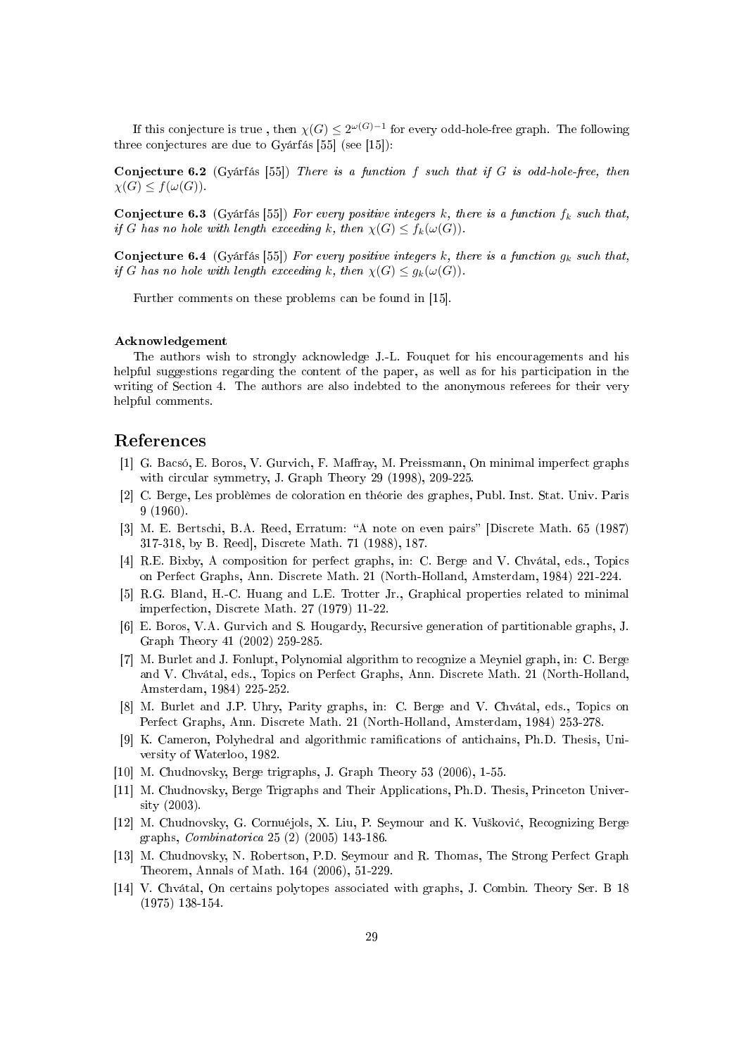If this conjecture is true , then $\chi(G) \leq 2^{\omega(G)-1}$ for every odd-hole-free graph. The following three conjectures are due to Gyárfás [55] (see [15]):

**Conjecture 6.2** (Gyárfás [55]) *There is a function $f$ such that if $G$ is odd-hole-free, then $\chi(G) \leq f(\omega(G))$.*

**Conjecture 6.3** (Gyárfás [55]) *For every positive integers $k$, there is a function $f_k$ such that, if $G$ has no hole with length exceeding $k$, then $\chi(G) \leq f_k(\omega(G))$.*

**Conjecture 6.4** (Gyárfás [55]) *For every positive integers $k$, there is a function $g_k$ such that, if $G$ has no hole with length exceeding $k$, then $\chi(G) \leq g_k(\omega(G))$.*

Further comments on these problems can be found in [15].

**Acknowledgement**

The authors wish to strongly acknowledge J.-L. Fouquet for his encouragements and his helpful suggestions regarding the content of the paper, as well as for his participation in the writing of Section 4. The authors are also indebted to the anonymous referees for their very helpful comments.

# References

[1] G. Bacsó, E. Boros, V. Gurvich, F. Maffray, M. Preissmann, On minimal imperfect graphs with circular symmetry, J. Graph Theory 29 (1998), 209-225.

[2] C. Berge, Les problèmes de coloration en théorie des graphes, Publ. Inst. Stat. Univ. Paris 9 (1960).

[3] M. E. Bertschi, B.A. Reed, Erratum: "A note on even pairs" [Discrete Math. 65 (1987) 317-318, by B. Reed], Discrete Math. 71 (1988), 187.

[4] R.E. Bixby, A composition for perfect graphs, in: C. Berge and V. Chvátal, eds., Topics on Perfect Graphs, Ann. Discrete Math. 21 (North-Holland, Amsterdam, 1984) 221-224.

[5] R.G. Bland, H.-C. Huang and L.E. Trotter Jr., Graphical properties related to minimal imperfection, Discrete Math. 27 (1979) 11-22.

[6] E. Boros, V.A. Gurvich and S. Hougardy, Recursive generation of partitionable graphs, J. Graph Theory 41 (2002) 259-285.

[7] M. Burlet and J. Fonlupt, Polynomial algorithm to recognize a Meyniel graph, in: C. Berge and V. Chvátal, eds., Topics on Perfect Graphs, Ann. Discrete Math. 21 (North-Holland, Amsterdam, 1984) 225-252.

[8] M. Burlet and J.P. Uhry, Parity graphs, in: C. Berge and V. Chvátal, eds., Topics on Perfect Graphs, Ann. Discrete Math. 21 (North-Holland, Amsterdam, 1984) 253-278.

[9] K. Cameron, Polyhedral and algorithmic ramifications of antichains, Ph.D. Thesis, University of Waterloo, 1982.

[10] M. Chudnovsky, Berge trigraphs, J. Graph Theory 53 (2006), 1-55.

[11] M. Chudnovsky, Berge Trigraphs and Their Applications, Ph.D. Thesis, Princeton University (2003).

[12] M. Chudnovsky, G. Cornuéjols, X. Liu, P. Seymour and K. Vušković, Recognizing Berge graphs, *Combinatorica* 25 (2) (2005) 143-186.

[13] M. Chudnovsky, N. Robertson, P.D. Seymour and R. Thomas, The Strong Perfect Graph Theorem, Annals of Math. 164 (2006), 51-229.

[14] V. Chvátal, On certains polytopes associated with graphs, J. Combin. Theory Ser. B 18 (1975) 138-154.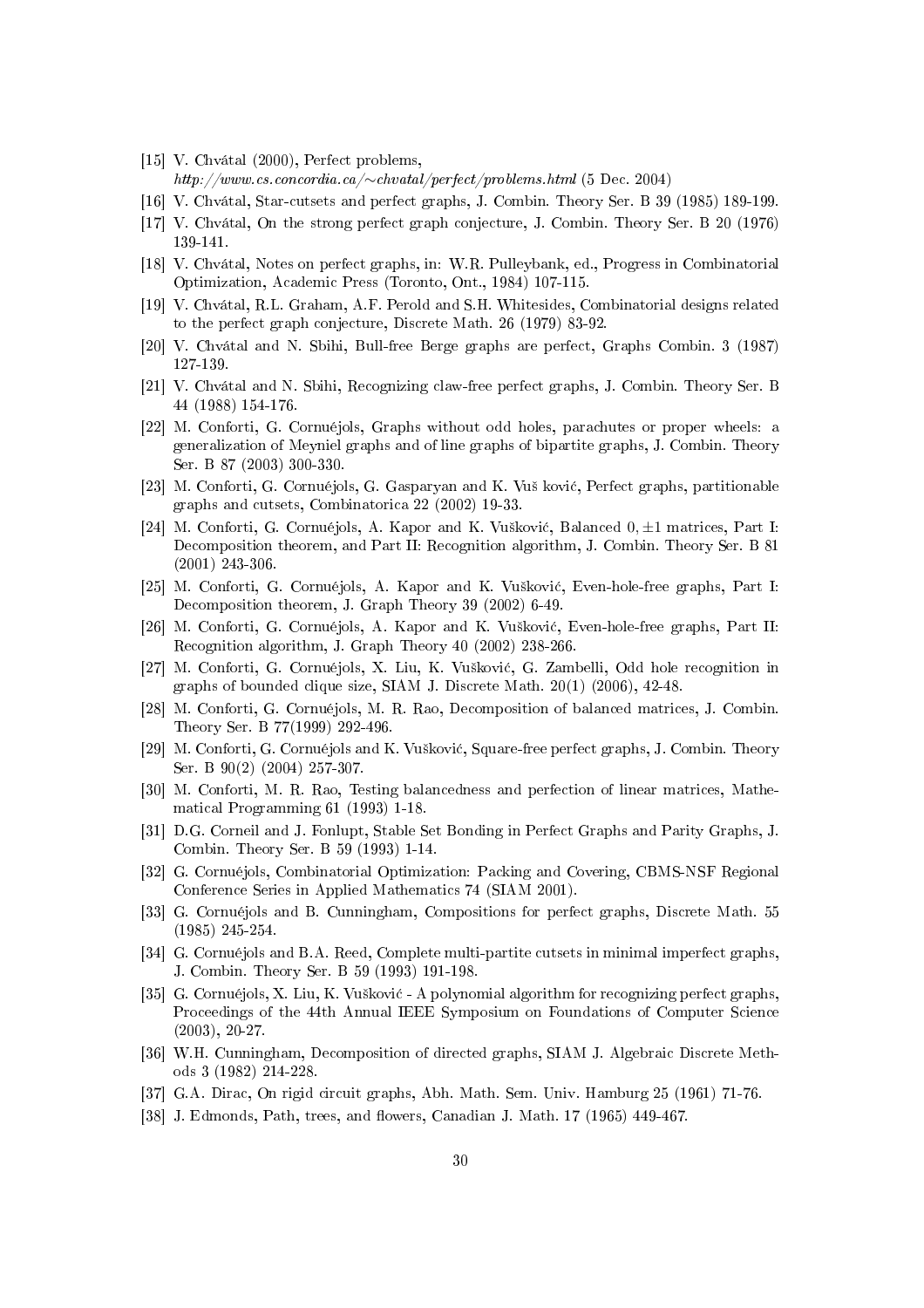[15] V. Chvátal (2000), Perfect problems,
*http://www.cs.concordia.ca/∼chvatal/perfect/problems.html* (5 Dec. 2004)

[16] V. Chvátal, Star-cutsets and perfect graphs, J. Combin. Theory Ser. B 39 (1985) 189-199.

[17] V. Chvátal, On the strong perfect graph conjecture, J. Combin. Theory Ser. B 20 (1976) 139-141.

[18] V. Chvátal, Notes on perfect graphs, in: W.R. Pulleybank, ed., Progress in Combinatorial Optimization, Academic Press (Toronto, Ont., 1984) 107-115.

[19] V. Chvátal, R.L. Graham, A.F. Perold and S.H. Whitesides, Combinatorial designs related to the perfect graph conjecture, Discrete Math. 26 (1979) 83-92.

[20] V. Chvátal and N. Sbihi, Bull-free Berge graphs are perfect, Graphs Combin. 3 (1987) 127-139.

[21] V. Chvátal and N. Sbihi, Recognizing claw-free perfect graphs, J. Combin. Theory Ser. B 44 (1988) 154-176.

[22] M. Conforti, G. Cornuéjols, Graphs without odd holes, parachutes or proper wheels: a generalization of Meyniel graphs and of line graphs of bipartite graphs, J. Combin. Theory Ser. B 87 (2003) 300-330.

[23] M. Conforti, G. Cornuéjols, G. Gasparyan and K. Vuš ković, Perfect graphs, partitionable graphs and cutsets, Combinatorica 22 (2002) 19-33.

[24] M. Conforti, G. Cornuéjols, A. Kapor and K. Vušković, Balanced $0, \pm 1$ matrices, Part I: Decomposition theorem, and Part II: Recognition algorithm, J. Combin. Theory Ser. B 81 (2001) 243-306.

[25] M. Conforti, G. Cornuéjols, A. Kapor and K. Vušković, Even-hole-free graphs, Part I: Decomposition theorem, J. Graph Theory 39 (2002) 6-49.

[26] M. Conforti, G. Cornuéjols, A. Kapor and K. Vušković, Even-hole-free graphs, Part II: Recognition algorithm, J. Graph Theory 40 (2002) 238-266.

[27] M. Conforti, G. Cornuéjols, X. Liu, K. Vušković, G. Zambelli, Odd hole recognition in graphs of bounded clique size, SIAM J. Discrete Math. 20(1) (2006), 42-48.

[28] M. Conforti, G. Cornuéjols, M. R. Rao, Decomposition of balanced matrices, J. Combin. Theory Ser. B 77(1999) 292-496.

[29] M. Conforti, G. Cornuéjols and K. Vušković, Square-free perfect graphs, J. Combin. Theory Ser. B 90(2) (2004) 257-307.

[30] M. Conforti, M. R. Rao, Testing balancedness and perfection of linear matrices, Mathematical Programming 61 (1993) 1-18.

[31] D.G. Corneil and J. Fonlupt, Stable Set Bonding in Perfect Graphs and Parity Graphs, J. Combin. Theory Ser. B 59 (1993) 1-14.

[32] G. Cornuéjols, Combinatorial Optimization: Packing and Covering, CBMS-NSF Regional Conference Series in Applied Mathematics 74 (SIAM 2001).

[33] G. Cornuéjols and B. Cunningham, Compositions for perfect graphs, Discrete Math. 55 (1985) 245-254.

[34] G. Cornuéjols and B.A. Reed, Complete multi-partite cutsets in minimal imperfect graphs, J. Combin. Theory Ser. B 59 (1993) 191-198.

[35] G. Cornuéjols, X. Liu, K. Vušković - A polynomial algorithm for recognizing perfect graphs, Proceedings of the 44th Annual IEEE Symposium on Foundations of Computer Science (2003), 20-27.

[36] W.H. Cunningham, Decomposition of directed graphs, SIAM J. Algebraic Discrete Methods 3 (1982) 214-228.

[37] G.A. Dirac, On rigid circuit graphs, Abh. Math. Sem. Univ. Hamburg 25 (1961) 71-76.

[38] J. Edmonds, Path, trees, and flowers, Canadian J. Math. 17 (1965) 449-467.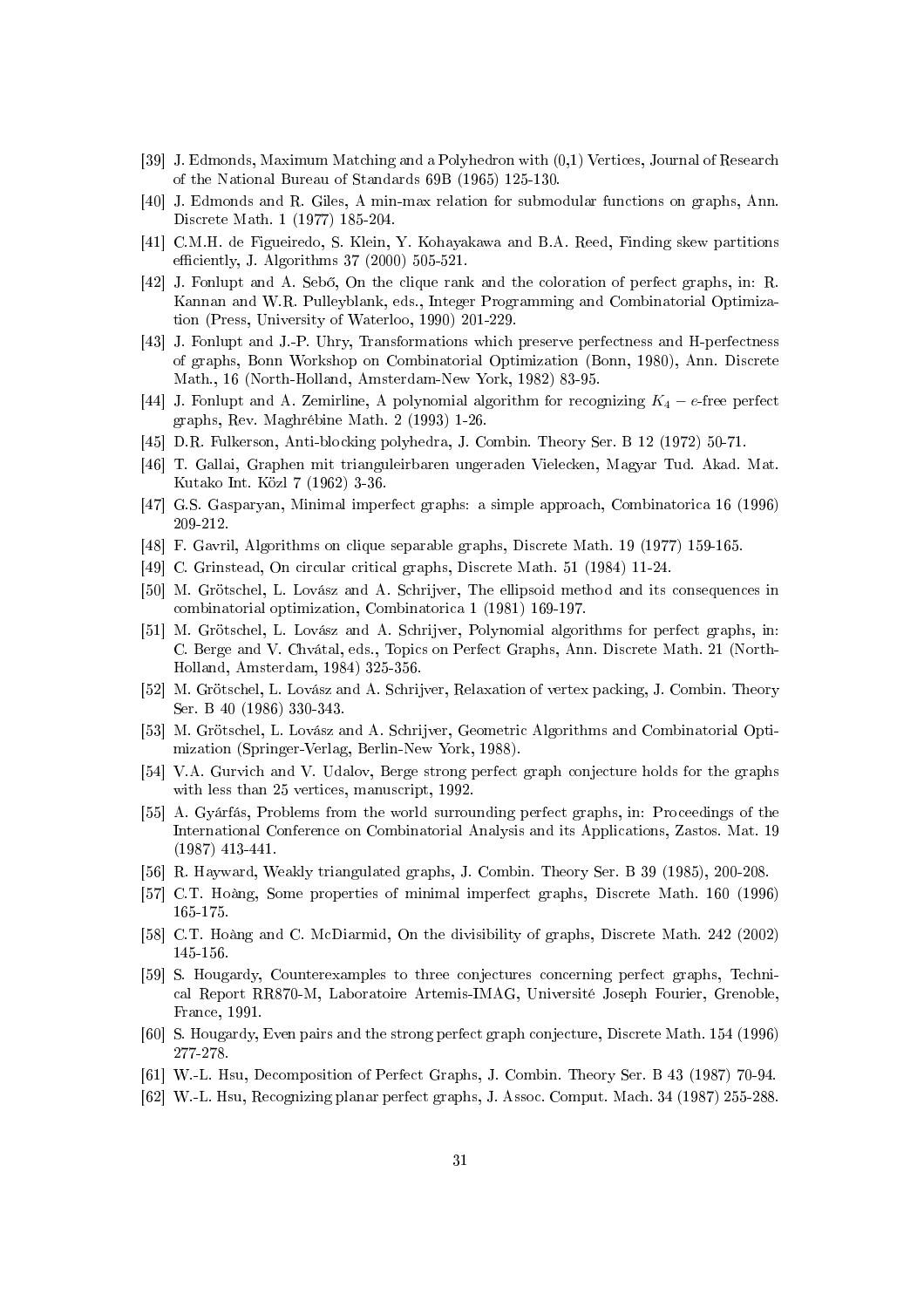[39] J. Edmonds, Maximum Matching and a Polyhedron with (0,1) Vertices, Journal of Research of the National Bureau of Standards 69B (1965) 125-130.

[40] J. Edmonds and R. Giles, A min-max relation for submodular functions on graphs, Ann. Discrete Math. 1 (1977) 185-204.

[41] C.M.H. de Figueiredo, S. Klein, Y. Kohayakawa and B.A. Reed, Finding skew partitions efficiently, J. Algorithms 37 (2000) 505-521.

[42] J. Fonlupt and A. Sebő, On the clique rank and the coloration of perfect graphs, in: R. Kannan and W.R. Pulleyblank, eds., Integer Programming and Combinatorial Optimization (Press, University of Waterloo, 1990) 201-229.

[43] J. Fonlupt and J.-P. Uhry, Transformations which preserve perfectness and H-perfectness of graphs, Bonn Workshop on Combinatorial Optimization (Bonn, 1980), Ann. Discrete Math., 16 (North-Holland, Amsterdam-New York, 1982) 83-95.

[44] J. Fonlupt and A. Zemirline, A polynomial algorithm for recognizing $K_4 - e$-free perfect graphs, Rev. Maghrébine Math. 2 (1993) 1-26.

[45] D.R. Fulkerson, Anti-blocking polyhedra, J. Combin. Theory Ser. B 12 (1972) 50-71.

[46] T. Gallai, Graphen mit trianguleirbaren ungeraden Vielecken, Magyar Tud. Akad. Mat. Kutako Int. Közl 7 (1962) 3-36.

[47] G.S. Gasparyan, Minimal imperfect graphs: a simple approach, Combinatorica 16 (1996) 209-212.

[48] F. Gavril, Algorithms on clique separable graphs, Discrete Math. 19 (1977) 159-165.

[49] C. Grinstead, On circular critical graphs, Discrete Math. 51 (1984) 11-24.

[50] M. Grötschel, L. Lovász and A. Schrijver, The ellipsoid method and its consequences in combinatorial optimization, Combinatorica 1 (1981) 169-197.

[51] M. Grötschel, L. Lovász and A. Schrijver, Polynomial algorithms for perfect graphs, in: C. Berge and V. Chvátal, eds., Topics on Perfect Graphs, Ann. Discrete Math. 21 (North-Holland, Amsterdam, 1984) 325-356.

[52] M. Grötschel, L. Lovász and A. Schrijver, Relaxation of vertex packing, J. Combin. Theory Ser. B 40 (1986) 330-343.

[53] M. Grötschel, L. Lovász and A. Schrijver, Geometric Algorithms and Combinatorial Optimization (Springer-Verlag, Berlin-New York, 1988).

[54] V.A. Gurvich and V. Udalov, Berge strong perfect graph conjecture holds for the graphs with less than 25 vertices, manuscript, 1992.

[55] A. Gyárfás, Problems from the world surrounding perfect graphs, in: Proceedings of the International Conference on Combinatorial Analysis and its Applications, Zastos. Mat. 19 (1987) 413-441.

[56] R. Hayward, Weakly triangulated graphs, J. Combin. Theory Ser. B 39 (1985), 200-208.

[57] C.T. Hoàng, Some properties of minimal imperfect graphs, Discrete Math. 160 (1996) 165-175.

[58] C.T. Hoàng and C. McDiarmid, On the divisibility of graphs, Discrete Math. 242 (2002) 145-156.

[59] S. Hougardy, Counterexamples to three conjectures concerning perfect graphs, Technical Report RR870-M, Laboratoire Artemis-IMAG, Université Joseph Fourier, Grenoble, France, 1991.

[60] S. Hougardy, Even pairs and the strong perfect graph conjecture, Discrete Math. 154 (1996) 277-278.

[61] W.-L. Hsu, Decomposition of Perfect Graphs, J. Combin. Theory Ser. B 43 (1987) 70-94.

[62] W.-L. Hsu, Recognizing planar perfect graphs, J. Assoc. Comput. Mach. 34 (1987) 255-288.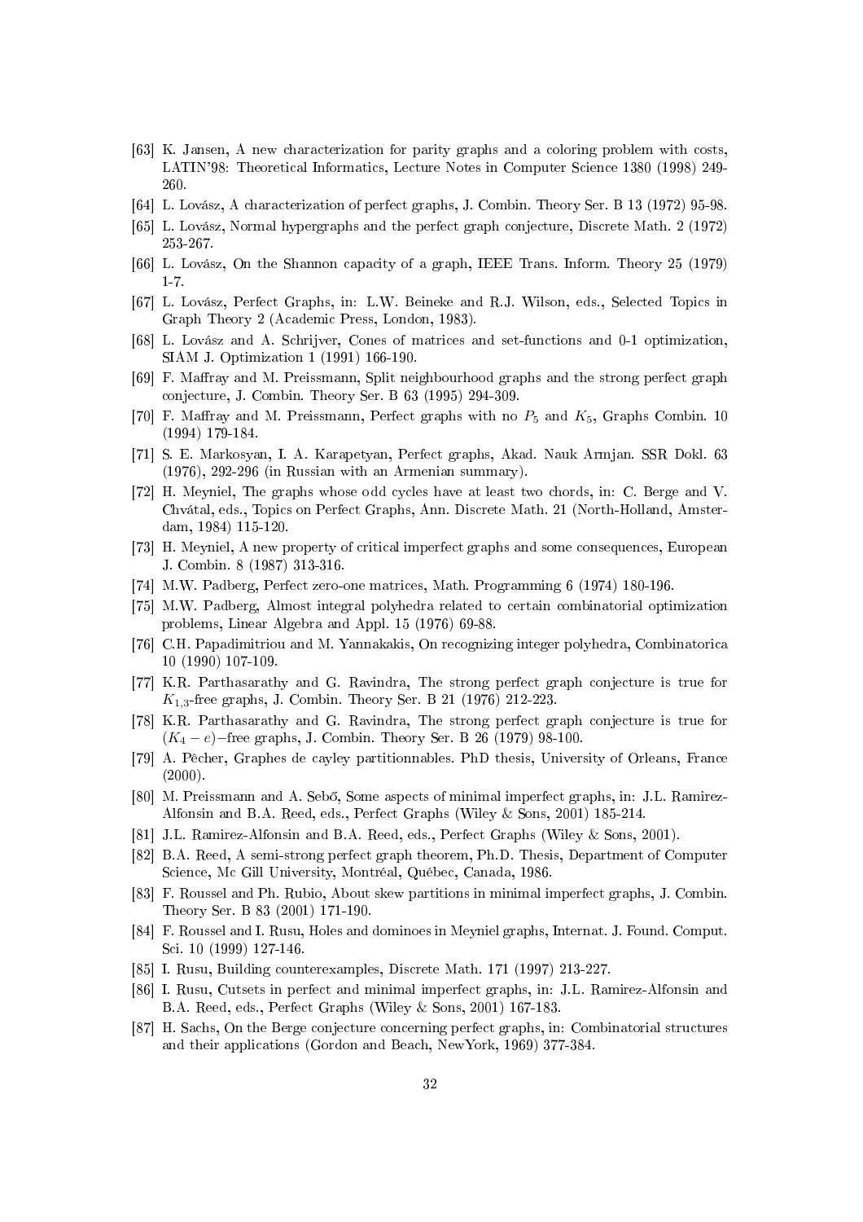[63] K. Jansen, A new characterization for parity graphs and a coloring problem with costs, LATIN'98: Theoretical Informatics, Lecture Notes in Computer Science 1380 (1998) 249-260.

[64] L. Lovász, A characterization of perfect graphs, J. Combin. Theory Ser. B 13 (1972) 95-98.

[65] L. Lovász, Normal hypergraphs and the perfect graph conjecture, Discrete Math. 2 (1972) 253-267.

[66] L. Lovász, On the Shannon capacity of a graph, IEEE Trans. Inform. Theory 25 (1979) 1-7.

[67] L. Lovász, Perfect Graphs, in: L.W. Beineke and R.J. Wilson, eds., Selected Topics in Graph Theory 2 (Academic Press, London, 1983).

[68] L. Lovász and A. Schrijver, Cones of matrices and set-functions and 0-1 optimization, SIAM J. Optimization 1 (1991) 166-190.

[69] F. Maffray and M. Preissmann, Split neighbourhood graphs and the strong perfect graph conjecture, J. Combin. Theory Ser. B 63 (1995) 294-309.

[70] F. Maffray and M. Preissmann, Perfect graphs with no $P_5$ and $K_5$, Graphs Combin. 10 (1994) 179-184.

[71] S. E. Markosyan, I. A. Karapetyan, Perfect graphs, Akad. Nauk Armjan. SSR Dokl. 63 (1976), 292-296 (in Russian with an Armenian summary).

[72] H. Meyniel, The graphs whose odd cycles have at least two chords, in: C. Berge and V. Chvátal, eds., Topics on Perfect Graphs, Ann. Discrete Math. 21 (North-Holland, Amsterdam, 1984) 115-120.

[73] H. Meyniel, A new property of critical imperfect graphs and some consequences, European J. Combin. 8 (1987) 313-316.

[74] M.W. Padberg, Perfect zero-one matrices, Math. Programming 6 (1974) 180-196.

[75] M.W. Padberg, Almost integral polyhedra related to certain combinatorial optimization problems, Linear Algebra and Appl. 15 (1976) 69-88.

[76] C.H. Papadimitriou and M. Yannakakis, On recognizing integer polyhedra, Combinatorica 10 (1990) 107-109.

[77] K.R. Parthasarathy and G. Ravindra, The strong perfect graph conjecture is true for $K_{1,3}$-free graphs, J. Combin. Theory Ser. B 21 (1976) 212-223.

[78] K.R. Parthasarathy and G. Ravindra, The strong perfect graph conjecture is true for $(K_4 - e)-$free graphs, J. Combin. Theory Ser. B 26 (1979) 98-100.

[79] A. Pêcher, Graphes de cayley partitionnables. PhD thesis, University of Orleans, France (2000).

[80] M. Preissmann and A. Sebő, Some aspects of minimal imperfect graphs, in: J.L. Ramirez-Alfonsin and B.A. Reed, eds., Perfect Graphs (Wiley & Sons, 2001) 185-214.

[81] J.L. Ramirez-Alfonsin and B.A. Reed, eds., Perfect Graphs (Wiley & Sons, 2001).

[82] B.A. Reed, A semi-strong perfect graph theorem, Ph.D. Thesis, Department of Computer Science, Mc Gill University, Montréal, Québec, Canada, 1986.

[83] F. Roussel and Ph. Rubio, About skew partitions in minimal imperfect graphs, J. Combin. Theory Ser. B 83 (2001) 171-190.

[84] F. Roussel and I. Rusu, Holes and dominoes in Meyniel graphs, Internat. J. Found. Comput. Sci. 10 (1999) 127-146.

[85] I. Rusu, Building counterexamples, Discrete Math. 171 (1997) 213-227.

[86] I. Rusu, Cutsets in perfect and minimal imperfect graphs, in: J.L. Ramirez-Alfonsin and B.A. Reed, eds., Perfect Graphs (Wiley & Sons, 2001) 167-183.

[87] H. Sachs, On the Berge conjecture concerning perfect graphs, in: Combinatorial structures and their applications (Gordon and Beach, NewYork, 1969) 377-384.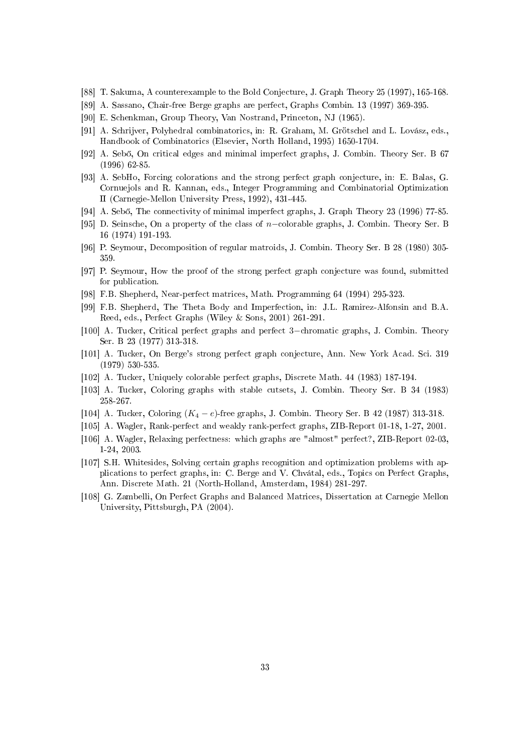[88] T. Sakuma, A counterexample to the Bold Conjecture, J. Graph Theory 25 (1997), 165-168.

[89] A. Sassano, Chair-free Berge graphs are perfect, Graphs Combin. 13 (1997) 369-395.

[90] E. Schenkman, Group Theory, Van Nostrand, Princeton, NJ (1965).

[91] A. Schrijver, Polyhedral combinatorics, in: R. Graham, M. Grötschel and L. Lovász, eds., Handbook of Combinatorics (Elsevier, North Holland, 1995) 1650-1704.

[92] A. Sebő, On critical edges and minimal imperfect graphs, J. Combin. Theory Ser. B 67 (1996) 62-85.

[93] A. SebHo, Forcing colorations and the strong perfect graph conjecture, in: E. Balas, G. Cornuejols and R. Kannan, eds., Integer Programming and Combinatorial Optimization II (Carnegie-Mellon University Press, 1992), 431-445.

[94] A. Sebő, The connectivity of minimal imperfect graphs, J. Graph Theory 23 (1996) 77-85.

[95] D. Seinsche, On a property of the class of $n-$colorable graphs, J. Combin. Theory Ser. B 16 (1974) 191-193.

[96] P. Seymour, Decomposition of regular matroids, J. Combin. Theory Ser. B 28 (1980) 305-359.

[97] P. Seymour, How the proof of the strong perfect graph conjecture was found, submitted for publication.

[98] F.B. Shepherd, Near-perfect matrices, Math. Programming 64 (1994) 295-323.

[99] F.B. Shepherd, The Theta Body and Imperfection, in: J.L. Ramirez-Alfonsin and B.A. Reed, eds., Perfect Graphs (Wiley & Sons, 2001) 261-291.

[100] A. Tucker, Critical perfect graphs and perfect $3-$chromatic graphs, J. Combin. Theory Ser. B 23 (1977) 313-318.

[101] A. Tucker, On Berge's strong perfect graph conjecture, Ann. New York Acad. Sci. 319 (1979) 530-535.

[102] A. Tucker, Uniquely colorable perfect graphs, Discrete Math. 44 (1983) 187-194.

[103] A. Tucker, Coloring graphs with stable cutsets, J. Combin. Theory Ser. B 34 (1983) 258-267.

[104] A. Tucker, Coloring $(K_4 - e)$-free graphs, J. Combin. Theory Ser. B 42 (1987) 313-318.

[105] A. Wagler, Rank-perfect and weakly rank-perfect graphs, ZIB-Report 01-18, 1-27, 2001.

[106] A. Wagler, Relaxing perfectness: which graphs are "almost" perfect?, ZIB-Report 02-03, 1-24, 2003.

[107] S.H. Whitesides, Solving certain graphs recognition and optimization problems with applications to perfect graphs, in: C. Berge and V. Chvátal, eds., Topics on Perfect Graphs, Ann. Discrete Math. 21 (North-Holland, Amsterdam, 1984) 281-297.

[108] G. Zambelli, On Perfect Graphs and Balanced Matrices, Dissertation at Carnegie Mellon University, Pittsburgh, PA (2004).